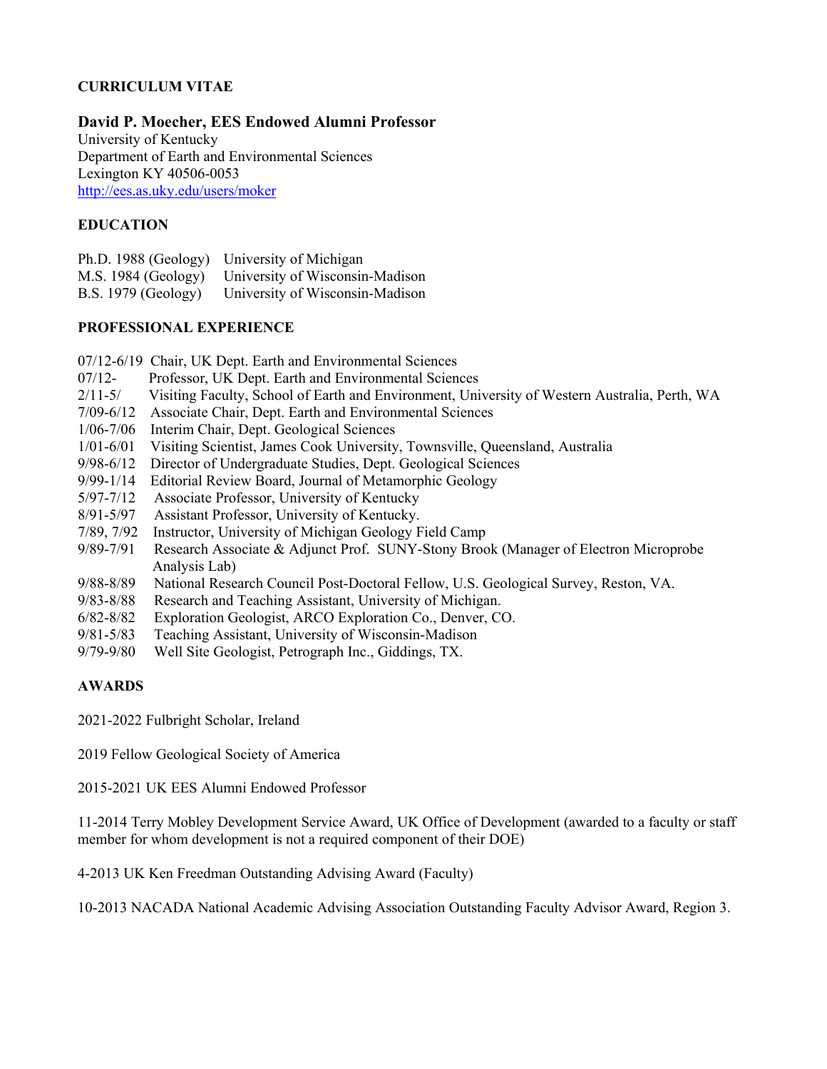**CURRICULUM VITAE**

**David P. Moecher, EES Endowed Alumni Professor**
University of Kentucky
Department of Earth and Environmental Sciences
Lexington KY 40506-0053
[http://ees.as.uky.edu/users/moker](http://ees.as.uky.edu/users/moker)

**EDUCATION**

| | |
|---|---|
| Ph.D. 1988 (Geology) | University of Michigan |
| M.S. 1984 (Geology) | University of Wisconsin-Madison |
| B.S. 1979 (Geology) | University of Wisconsin-Madison |

**PROFESSIONAL EXPERIENCE**

07/12-6/19 Chair, UK Dept. Earth and Environmental Sciences
07/12- Professor, UK Dept. Earth and Environmental Sciences
2/11-5/ Visiting Faculty, School of Earth and Environment, University of Western Australia, Perth, WA
7/09-6/12 Associate Chair, Dept. Earth and Environmental Sciences
1/06-7/06 Interim Chair, Dept. Geological Sciences
1/01-6/01 Visiting Scientist, James Cook University, Townsville, Queensland, Australia
9/98-6/12 Director of Undergraduate Studies, Dept. Geological Sciences
9/99-1/14 Editorial Review Board, Journal of Metamorphic Geology
5/97-7/12 Associate Professor, University of Kentucky
8/91-5/97 Assistant Professor, University of Kentucky.
7/89, 7/92 Instructor, University of Michigan Geology Field Camp
9/89-7/91 Research Associate & Adjunct Prof. SUNY-Stony Brook (Manager of Electron Microprobe Analysis Lab)
9/88-8/89 National Research Council Post-Doctoral Fellow, U.S. Geological Survey, Reston, VA.
9/83-8/88 Research and Teaching Assistant, University of Michigan.
6/82-8/82 Exploration Geologist, ARCO Exploration Co., Denver, CO.
9/81-5/83 Teaching Assistant, University of Wisconsin-Madison
9/79-9/80 Well Site Geologist, Petrograph Inc., Giddings, TX.

**AWARDS**

2021-2022 Fulbright Scholar, Ireland

2019 Fellow Geological Society of America

2015-2021 UK EES Alumni Endowed Professor

11-2014 Terry Mobley Development Service Award, UK Office of Development (awarded to a faculty or staff member for whom development is not a required component of their DOE)

4-2013 UK Ken Freedman Outstanding Advising Award (Faculty)

10-2013 NACADA National Academic Advising Association Outstanding Faculty Advisor Award, Region 3.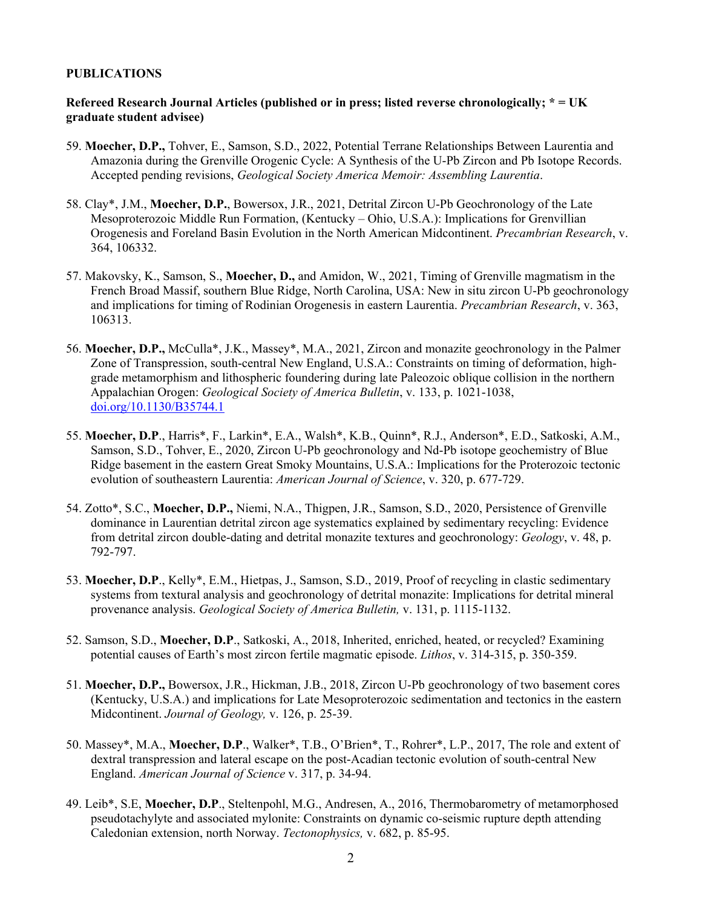**PUBLICATIONS**

**Refereed Research Journal Articles (published or in press; listed reverse chronologically; * = UK graduate student advisee)**

59. **Moecher, D.P.,** Tohver, E., Samson, S.D., 2022, Potential Terrane Relationships Between Laurentia and Amazonia during the Grenville Orogenic Cycle: A Synthesis of the U-Pb Zircon and Pb Isotope Records. Accepted pending revisions, *Geological Society America Memoir: Assembling Laurentia*.

58. Clay*, J.M., **Moecher, D.P.**, Bowersox, J.R., 2021, Detrital Zircon U-Pb Geochronology of the Late Mesoproterozoic Middle Run Formation, (Kentucky – Ohio, U.S.A.): Implications for Grenvillian Orogenesis and Foreland Basin Evolution in the North American Midcontinent. *Precambrian Research*, v. 364, 106332.

57. Makovsky, K., Samson, S., **Moecher, D.,** and Amidon, W., 2021, Timing of Grenville magmatism in the French Broad Massif, southern Blue Ridge, North Carolina, USA: New in situ zircon U-Pb geochronology and implications for timing of Rodinian Orogenesis in eastern Laurentia. *Precambrian Research*, v. 363, 106313.

56. **Moecher, D.P.,** McCulla*, J.K., Massey*, M.A., 2021, Zircon and monazite geochronology in the Palmer Zone of Transpression, south-central New England, U.S.A.: Constraints on timing of deformation, high-grade metamorphism and lithospheric foundering during late Paleozoic oblique collision in the northern Appalachian Orogen: *Geological Society of America Bulletin*, v. 133, p. 1021-1038, doi.org/10.1130/B35744.1

55. **Moecher, D.P**., Harris*, F., Larkin*, E.A., Walsh*, K.B., Quinn*, R.J., Anderson*, E.D., Satkoski, A.M., Samson, S.D., Tohver, E., 2020, Zircon U-Pb geochronology and Nd-Pb isotope geochemistry of Blue Ridge basement in the eastern Great Smoky Mountains, U.S.A.: Implications for the Proterozoic tectonic evolution of southeastern Laurentia: *American Journal of Science*, v. 320, p. 677-729.

54. Zotto*, S.C., **Moecher, D.P.,** Niemi, N.A., Thigpen, J.R., Samson, S.D., 2020, Persistence of Grenville dominance in Laurentian detrital zircon age systematics explained by sedimentary recycling: Evidence from detrital zircon double-dating and detrital monazite textures and geochronology: *Geology*, v. 48, p. 792-797.

53. **Moecher, D.P**., Kelly*, E.M., Hietpas, J., Samson, S.D., 2019, Proof of recycling in clastic sedimentary systems from textural analysis and geochronology of detrital monazite: Implications for detrital mineral provenance analysis. *Geological Society of America Bulletin,* v. 131, p. 1115-1132.

52. Samson, S.D., **Moecher, D.P**., Satkoski, A., 2018, Inherited, enriched, heated, or recycled? Examining potential causes of Earth's most zircon fertile magmatic episode. *Lithos*, v. 314-315, p. 350-359.

51. **Moecher, D.P.,** Bowersox, J.R., Hickman, J.B., 2018, Zircon U-Pb geochronology of two basement cores (Kentucky, U.S.A.) and implications for Late Mesoproterozoic sedimentation and tectonics in the eastern Midcontinent. *Journal of Geology,* v. 126, p. 25-39.

50. Massey*, M.A., **Moecher, D.P**., Walker*, T.B., O'Brien*, T., Rohrer*, L.P., 2017, The role and extent of dextral transpression and lateral escape on the post-Acadian tectonic evolution of south-central New England. *American Journal of Science* v. 317, p. 34-94.

49. Leib*, S.E, **Moecher, D.P**., Steltenpohl, M.G., Andresen, A., 2016, Thermobarometry of metamorphosed pseudotachylyte and associated mylonite: Constraints on dynamic co-seismic rupture depth attending Caledonian extension, north Norway. *Tectonophysics,* v. 682, p. 85-95.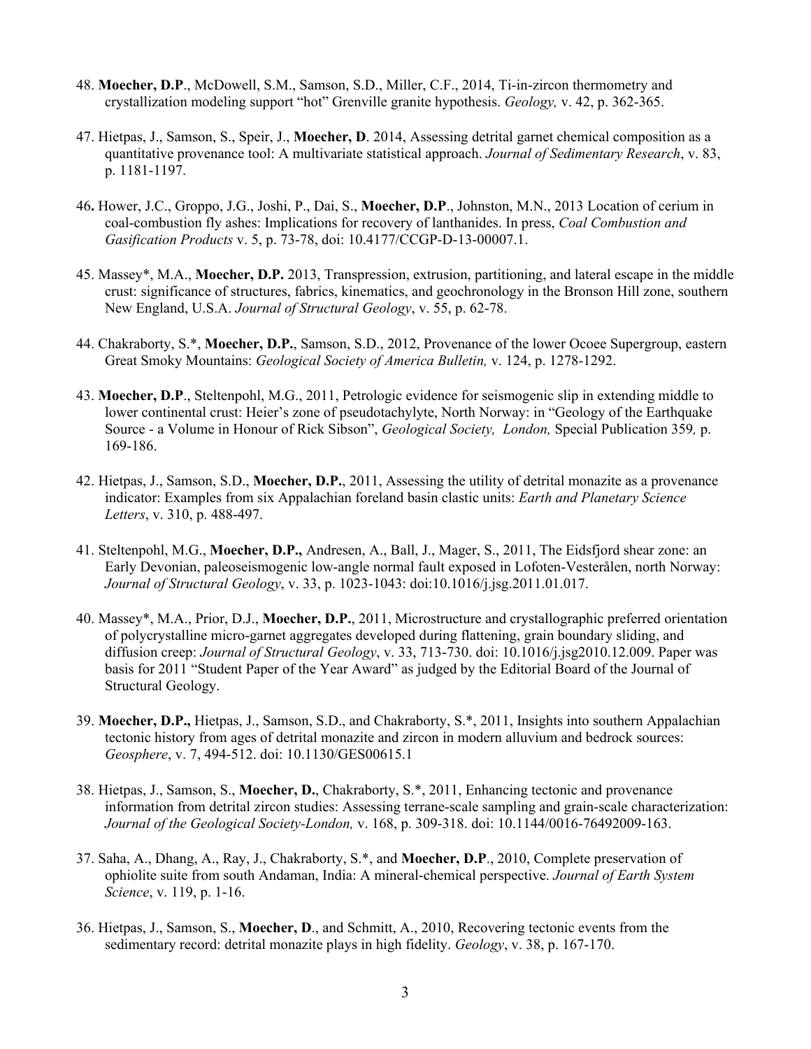48. **Moecher, D.P**., McDowell, S.M., Samson, S.D., Miller, C.F., 2014, Ti-in-zircon thermometry and crystallization modeling support "hot" Grenville granite hypothesis. *Geology,* v. 42, p. 362-365.

47. Hietpas, J., Samson, S., Speir, J., **Moecher, D**. 2014, Assessing detrital garnet chemical composition as a quantitative provenance tool: A multivariate statistical approach. *Journal of Sedimentary Research*, v. 83, p. 1181-1197.

46**.** Hower, J.C., Groppo, J.G., Joshi, P., Dai, S., **Moecher, D.P**., Johnston, M.N., 2013 Location of cerium in coal-combustion fly ashes: Implications for recovery of lanthanides. In press, *Coal Combustion and Gasification Products* v. 5, p. 73-78, doi: 10.4177/CCGP-D-13-00007.1.

45. Massey*, M.A., **Moecher, D.P.** 2013, Transpression, extrusion, partitioning, and lateral escape in the middle crust: significance of structures, fabrics, kinematics, and geochronology in the Bronson Hill zone, southern New England, U.S.A. *Journal of Structural Geology*, v. 55, p. 62-78.

44. Chakraborty, S.*, **Moecher, D.P.**, Samson, S.D., 2012, Provenance of the lower Ocoee Supergroup, eastern Great Smoky Mountains: *Geological Society of America Bulletin,* v. 124, p. 1278-1292.

43. **Moecher, D.P**., Steltenpohl, M.G., 2011, Petrologic evidence for seismogenic slip in extending middle to lower continental crust: Heier's zone of pseudotachylyte, North Norway: in "Geology of the Earthquake Source - a Volume in Honour of Rick Sibson", *Geological Society, London,* Special Publication 359*,* p. 169-186.

42. Hietpas, J., Samson, S.D., **Moecher, D.P.**, 2011, Assessing the utility of detrital monazite as a provenance indicator: Examples from six Appalachian foreland basin clastic units: *Earth and Planetary Science Letters*, v. 310, p. 488-497.

41. Steltenpohl, M.G., **Moecher, D.P.,** Andresen, A., Ball, J., Mager, S., 2011, The Eidsfjord shear zone: an Early Devonian, paleoseismogenic low-angle normal fault exposed in Lofoten-Vesterålen, north Norway: *Journal of Structural Geology*, v. 33, p. 1023-1043: doi:10.1016/j.jsg.2011.01.017.

40. Massey*, M.A., Prior, D.J., **Moecher, D.P.**, 2011, Microstructure and crystallographic preferred orientation of polycrystalline micro-garnet aggregates developed during flattening, grain boundary sliding, and diffusion creep: *Journal of Structural Geology*, v. 33, 713-730. doi: 10.1016/j.jsg2010.12.009. Paper was basis for 2011 "Student Paper of the Year Award" as judged by the Editorial Board of the Journal of Structural Geology.

39. **Moecher, D.P.,** Hietpas, J., Samson, S.D., and Chakraborty, S.*, 2011, Insights into southern Appalachian tectonic history from ages of detrital monazite and zircon in modern alluvium and bedrock sources: *Geosphere*, v. 7, 494-512. doi: 10.1130/GES00615.1

38. Hietpas, J., Samson, S., **Moecher, D.**, Chakraborty, S.*, 2011, Enhancing tectonic and provenance information from detrital zircon studies: Assessing terrane-scale sampling and grain-scale characterization: *Journal of the Geological Society-London,* v. 168, p. 309-318. doi: 10.1144/0016-76492009-163.

37. Saha, A., Dhang, A., Ray, J., Chakraborty, S.*, and **Moecher, D.P**., 2010, Complete preservation of ophiolite suite from south Andaman, India: A mineral-chemical perspective. *Journal of Earth System Science*, v. 119, p. 1-16.

36. Hietpas, J., Samson, S., **Moecher, D**., and Schmitt, A., 2010, Recovering tectonic events from the sedimentary record: detrital monazite plays in high fidelity. *Geology*, v. 38, p. 167-170.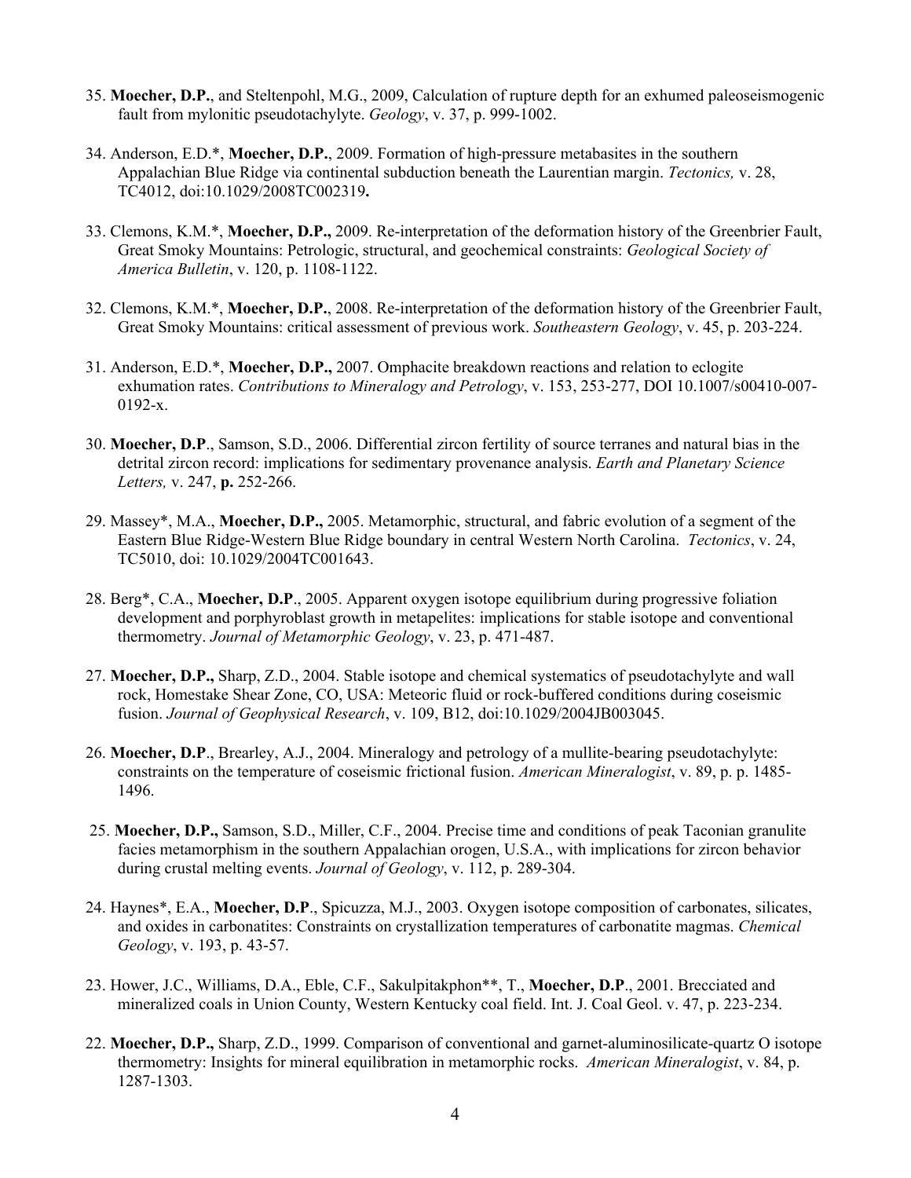35. **Moecher, D.P.**, and Steltenpohl, M.G., 2009, Calculation of rupture depth for an exhumed paleoseismogenic fault from mylonitic pseudotachylyte. *Geology*, v. 37, p. 999-1002.

34. Anderson, E.D.*, **Moecher, D.P.**, 2009. Formation of high-pressure metabasites in the southern Appalachian Blue Ridge via continental subduction beneath the Laurentian margin. *Tectonics,* v. 28, TC4012, doi:10.1029/2008TC002319**.**

33. Clemons, K.M.*, **Moecher, D.P.,** 2009. Re-interpretation of the deformation history of the Greenbrier Fault, Great Smoky Mountains: Petrologic, structural, and geochemical constraints: *Geological Society of America Bulletin*, v. 120, p. 1108-1122.

32. Clemons, K.M.*, **Moecher, D.P.**, 2008. Re-interpretation of the deformation history of the Greenbrier Fault, Great Smoky Mountains: critical assessment of previous work. *Southeastern Geology*, v. 45, p. 203-224.

31. Anderson, E.D.*, **Moecher, D.P.,** 2007. Omphacite breakdown reactions and relation to eclogite exhumation rates. *Contributions to Mineralogy and Petrology*, v. 153, 253-277, DOI 10.1007/s00410-007-0192-x.

30. **Moecher, D.P**., Samson, S.D., 2006. Differential zircon fertility of source terranes and natural bias in the detrital zircon record: implications for sedimentary provenance analysis. *Earth and Planetary Science Letters,* v. 247, **p.** 252-266.

29. Massey*, M.A., **Moecher, D.P.,** 2005. Metamorphic, structural, and fabric evolution of a segment of the Eastern Blue Ridge-Western Blue Ridge boundary in central Western North Carolina. *Tectonics*, v. 24, TC5010, doi: 10.1029/2004TC001643.

28. Berg*, C.A., **Moecher, D.P**., 2005. Apparent oxygen isotope equilibrium during progressive foliation development and porphyroblast growth in metapelites: implications for stable isotope and conventional thermometry. *Journal of Metamorphic Geology*, v. 23, p. 471-487.

27. **Moecher, D.P.,** Sharp, Z.D., 2004. Stable isotope and chemical systematics of pseudotachylyte and wall rock, Homestake Shear Zone, CO, USA: Meteoric fluid or rock-buffered conditions during coseismic fusion. *Journal of Geophysical Research*, v. 109, B12, doi:10.1029/2004JB003045.

26. **Moecher, D.P**., Brearley, A.J., 2004. Mineralogy and petrology of a mullite-bearing pseudotachylyte: constraints on the temperature of coseismic frictional fusion. *American Mineralogist*, v. 89, p. p. 1485-1496.

25. **Moecher, D.P.,** Samson, S.D., Miller, C.F., 2004. Precise time and conditions of peak Taconian granulite facies metamorphism in the southern Appalachian orogen, U.S.A., with implications for zircon behavior during crustal melting events. *Journal of Geology*, v. 112, p. 289-304.

24. Haynes*, E.A., **Moecher, D.P**., Spicuzza, M.J., 2003. Oxygen isotope composition of carbonates, silicates, and oxides in carbonatites: Constraints on crystallization temperatures of carbonatite magmas. *Chemical Geology*, v. 193, p. 43-57.

23. Hower, J.C., Williams, D.A., Eble, C.F., Sakulpitakphon**, T., **Moecher, D.P**., 2001. Brecciated and mineralized coals in Union County, Western Kentucky coal field. Int. J. Coal Geol. v. 47, p. 223-234.

22. **Moecher, D.P.,** Sharp, Z.D., 1999. Comparison of conventional and garnet-aluminosilicate-quartz O isotope thermometry: Insights for mineral equilibration in metamorphic rocks. *American Mineralogist*, v. 84, p. 1287-1303.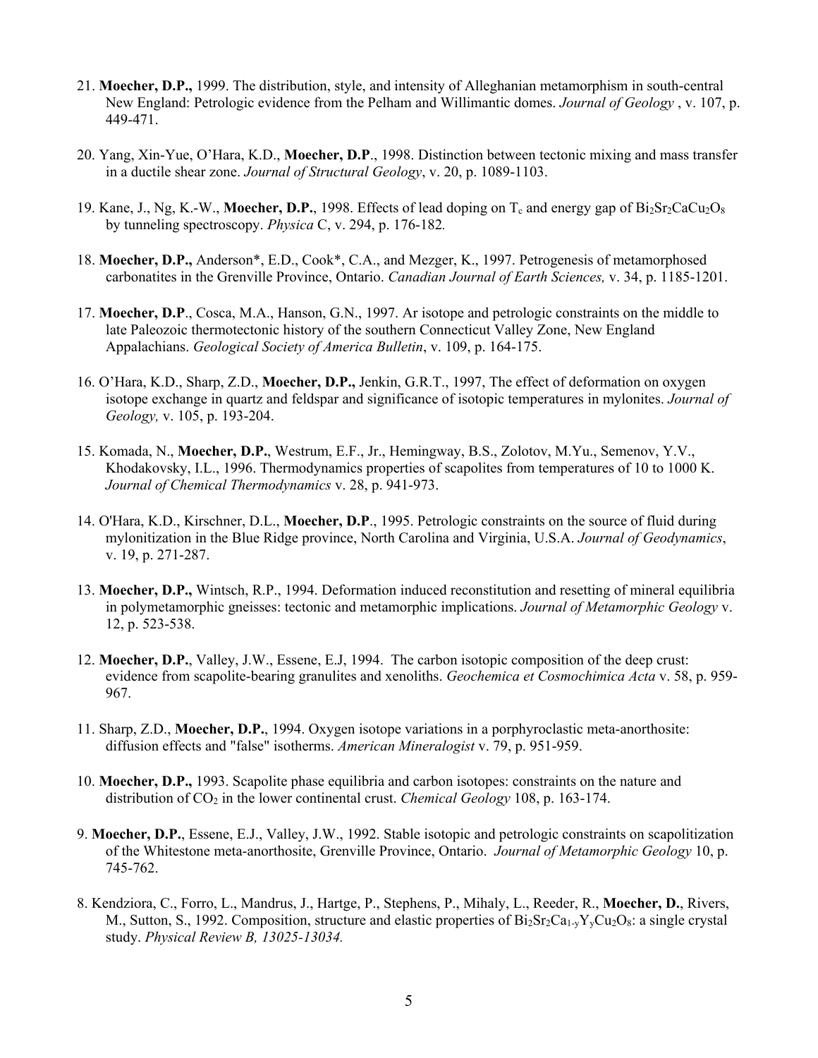21. **Moecher, D.P.,** 1999. The distribution, style, and intensity of Alleghanian metamorphism in south-central New England: Petrologic evidence from the Pelham and Willimantic domes. *Journal of Geology* , v. 107, p. 449-471.

20. Yang, Xin-Yue, O'Hara, K.D., **Moecher, D.P**., 1998. Distinction between tectonic mixing and mass transfer in a ductile shear zone. *Journal of Structural Geology*, v. 20, p. 1089-1103.

19. Kane, J., Ng, K.-W., **Moecher, D.P.**, 1998. Effects of lead doping on $T_c$ and energy gap of $Bi_2Sr_2CaCu_2O_8$ by tunneling spectroscopy. *Physica* C, v. 294, p. 176-182*.*

18. **Moecher, D.P.,** Anderson*, E.D., Cook*, C.A., and Mezger, K., 1997. Petrogenesis of metamorphosed carbonatites in the Grenville Province, Ontario. *Canadian Journal of Earth Sciences,* v. 34, p. 1185-1201.

17. **Moecher, D.P**., Cosca, M.A., Hanson, G.N., 1997. Ar isotope and petrologic constraints on the middle to late Paleozoic thermotectonic history of the southern Connecticut Valley Zone, New England Appalachians. *Geological Society of America Bulletin*, v. 109, p. 164-175.

16. O'Hara, K.D., Sharp, Z.D., **Moecher, D.P.,** Jenkin, G.R.T., 1997, The effect of deformation on oxygen isotope exchange in quartz and feldspar and significance of isotopic temperatures in mylonites. *Journal of Geology,* v. 105, p. 193-204.

15. Komada, N., **Moecher, D.P.**, Westrum, E.F., Jr., Hemingway, B.S., Zolotov, M.Yu., Semenov, Y.V., Khodakovsky, I.L., 1996. Thermodynamics properties of scapolites from temperatures of 10 to 1000 K. *Journal of Chemical Thermodynamics* v. 28, p. 941-973.

14. O'Hara, K.D., Kirschner, D.L., **Moecher, D.P**., 1995. Petrologic constraints on the source of fluid during mylonitization in the Blue Ridge province, North Carolina and Virginia, U.S.A. *Journal of Geodynamics*, v. 19, p. 271-287.

13. **Moecher, D.P.,** Wintsch, R.P., 1994. Deformation induced reconstitution and resetting of mineral equilibria in polymetamorphic gneisses: tectonic and metamorphic implications. *Journal of Metamorphic Geology* v. 12, p. 523-538.

12. **Moecher, D.P.**, Valley, J.W., Essene, E.J, 1994. The carbon isotopic composition of the deep crust: evidence from scapolite-bearing granulites and xenoliths. *Geochemica et Cosmochimica Acta* v. 58, p. 959-967.

11. Sharp, Z.D., **Moecher, D.P.**, 1994. Oxygen isotope variations in a porphyroclastic meta-anorthosite: diffusion effects and "false" isotherms. *American Mineralogist* v. 79, p. 951-959.

10. **Moecher, D.P.,** 1993. Scapolite phase equilibria and carbon isotopes: constraints on the nature and distribution of $CO_2$ in the lower continental crust. *Chemical Geology* 108, p. 163-174.

9. **Moecher, D.P.**, Essene, E.J., Valley, J.W., 1992. Stable isotopic and petrologic constraints on scapolitization of the Whitestone meta-anorthosite, Grenville Province, Ontario. *Journal of Metamorphic Geology* 10, p. 745-762.

8. Kendziora, C., Forro, L., Mandrus, J., Hartge, P., Stephens, P., Mihaly, L., Reeder, R., **Moecher, D.**, Rivers, M., Sutton, S., 1992. Composition, structure and elastic properties of $Bi_2Sr_2Ca_{1-y}Y_yCu_2O_8$: a single crystal study. *Physical Review B, 13025-13034.*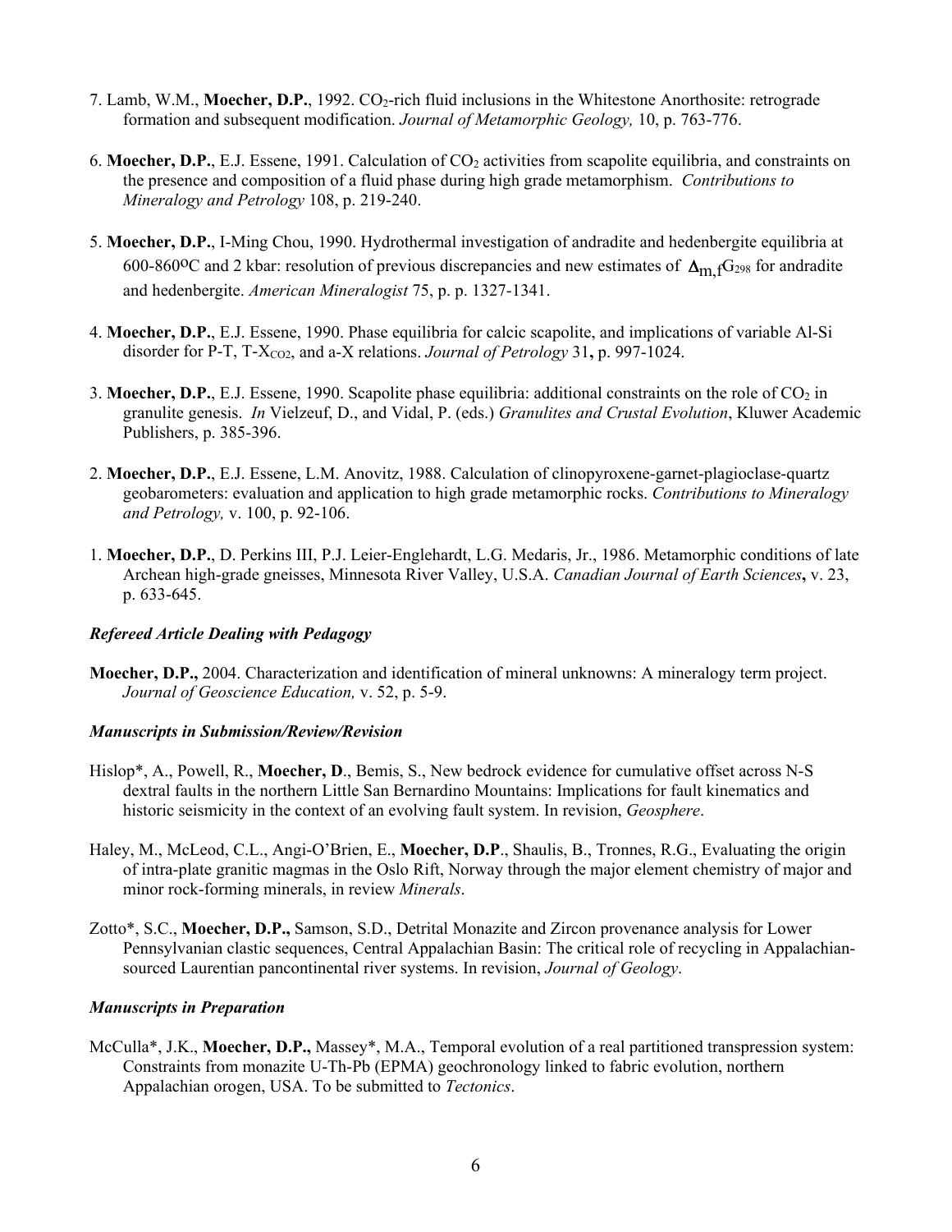7. Lamb, W.M., **Moecher, D.P.**, 1992. $CO_2$-rich fluid inclusions in the Whitestone Anorthosite: retrograde formation and subsequent modification. *Journal of Metamorphic Geology,* 10, p. 763-776.

6. **Moecher, D.P.**, E.J. Essene, 1991. Calculation of $CO_2$ activities from scapolite equilibria, and constraints on the presence and composition of a fluid phase during high grade metamorphism. *Contributions to Mineralogy and Petrology* 108, p. 219-240.

5. **Moecher, D.P.**, I-Ming Chou, 1990. Hydrothermal investigation of andradite and hedenbergite equilibria at 600-860$^{o}$C and 2 kbar: resolution of previous discrepancies and new estimates of $\Delta_{m,f}G_{298}$ for andradite and hedenbergite. *American Mineralogist* 75, p. p. 1327-1341.

4. **Moecher, D.P.**, E.J. Essene, 1990. Phase equilibria for calcic scapolite, and implications of variable Al-Si disorder for P-T, T-$X_{CO2}$, and a-X relations. *Journal of Petrology* 31**,** p. 997-1024.

3. **Moecher, D.P.**, E.J. Essene, 1990. Scapolite phase equilibria: additional constraints on the role of $CO_2$ in granulite genesis. *In* Vielzeuf, D., and Vidal, P. (eds.) *Granulites and Crustal Evolution*, Kluwer Academic Publishers, p. 385-396.

2. **Moecher, D.P.**, E.J. Essene, L.M. Anovitz, 1988. Calculation of clinopyroxene-garnet-plagioclase-quartz geobarometers: evaluation and application to high grade metamorphic rocks. *Contributions to Mineralogy and Petrology,* v. 100, p. 92-106.

1. **Moecher, D.P.**, D. Perkins III, P.J. Leier-Englehardt, L.G. Medaris, Jr., 1986. Metamorphic conditions of late Archean high-grade gneisses, Minnesota River Valley, U.S.A. *Canadian Journal of Earth Sciences***,** v. 23, p. 633-645.

### *Refereed Article Dealing with Pedagogy*

**Moecher, D.P.,** 2004. Characterization and identification of mineral unknowns: A mineralogy term project. *Journal of Geoscience Education,* v. 52, p. 5-9.

### *Manuscripts in Submission/Review/Revision*

Hislop*, A., Powell, R., **Moecher, D**., Bemis, S., New bedrock evidence for cumulative offset across N-S dextral faults in the northern Little San Bernardino Mountains: Implications for fault kinematics and historic seismicity in the context of an evolving fault system. In revision, *Geosphere*.

Haley, M., McLeod, C.L., Angi-O'Brien, E., **Moecher, D.P**., Shaulis, B., Tronnes, R.G., Evaluating the origin of intra-plate granitic magmas in the Oslo Rift, Norway through the major element chemistry of major and minor rock-forming minerals, in review *Minerals*.

Zotto*, S.C., **Moecher, D.P.,** Samson, S.D., Detrital Monazite and Zircon provenance analysis for Lower Pennsylvanian clastic sequences, Central Appalachian Basin: The critical role of recycling in Appalachian-sourced Laurentian pancontinental river systems. In revision, *Journal of Geology*.

### *Manuscripts in Preparation*

McCulla*, J.K., **Moecher, D.P.,** Massey*, M.A., Temporal evolution of a real partitioned transpression system: Constraints from monazite U-Th-Pb (EPMA) geochronology linked to fabric evolution, northern Appalachian orogen, USA. To be submitted to *Tectonics*.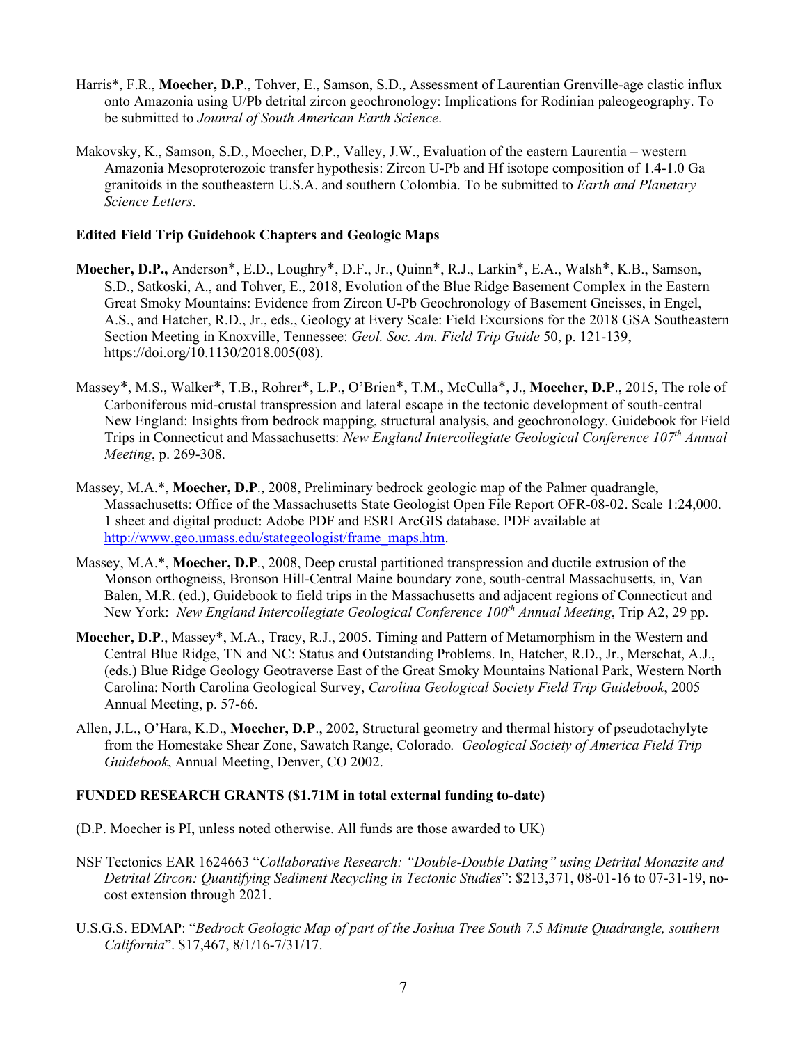Harris*, F.R., **Moecher, D.P**., Tohver, E., Samson, S.D., Assessment of Laurentian Grenville-age clastic influx onto Amazonia using U/Pb detrital zircon geochronology: Implications for Rodinian paleogeography. To be submitted to *Jounral of South American Earth Science*.

Makovsky, K., Samson, S.D., Moecher, D.P., Valley, J.W., Evaluation of the eastern Laurentia – western Amazonia Mesoproterozoic transfer hypothesis: Zircon U-Pb and Hf isotope composition of 1.4-1.0 Ga granitoids in the southeastern U.S.A. and southern Colombia. To be submitted to *Earth and Planetary Science Letters*.

**Edited Field Trip Guidebook Chapters and Geologic Maps**

**Moecher, D.P.,** Anderson*, E.D., Loughry*, D.F., Jr., Quinn*, R.J., Larkin*, E.A., Walsh*, K.B., Samson, S.D., Satkoski, A., and Tohver, E., 2018, Evolution of the Blue Ridge Basement Complex in the Eastern Great Smoky Mountains: Evidence from Zircon U-Pb Geochronology of Basement Gneisses, in Engel, A.S., and Hatcher, R.D., Jr., eds., Geology at Every Scale: Field Excursions for the 2018 GSA Southeastern Section Meeting in Knoxville, Tennessee: *Geol. Soc. Am. Field Trip Guide* 50, p. 121-139, https://doi.org/10.1130/2018.005(08).

Massey*, M.S., Walker*, T.B., Rohrer*, L.P., O'Brien*, T.M., McCulla*, J., **Moecher, D.P**., 2015, The role of Carboniferous mid-crustal transpression and lateral escape in the tectonic development of south-central New England: Insights from bedrock mapping, structural analysis, and geochronology. Guidebook for Field Trips in Connecticut and Massachusetts: *New England Intercollegiate Geological Conference 107th Annual Meeting*, p. 269-308.

Massey, M.A.*, **Moecher, D.P**., 2008, Preliminary bedrock geologic map of the Palmer quadrangle, Massachusetts: Office of the Massachusetts State Geologist Open File Report OFR-08-02. Scale 1:24,000. 1 sheet and digital product: Adobe PDF and ESRI ArcGIS database. PDF available at http://www.geo.umass.edu/stategeologist/frame_maps.htm.

Massey, M.A.*, **Moecher, D.P**., 2008, Deep crustal partitioned transpression and ductile extrusion of the Monson orthogneiss, Bronson Hill-Central Maine boundary zone, south-central Massachusetts, in, Van Balen, M.R. (ed.), Guidebook to field trips in the Massachusetts and adjacent regions of Connecticut and New York: *New England Intercollegiate Geological Conference 100th Annual Meeting*, Trip A2, 29 pp.

**Moecher, D.P**., Massey*, M.A., Tracy, R.J., 2005. Timing and Pattern of Metamorphism in the Western and Central Blue Ridge, TN and NC: Status and Outstanding Problems. In, Hatcher, R.D., Jr., Merschat, A.J., (eds.) Blue Ridge Geology Geotraverse East of the Great Smoky Mountains National Park, Western North Carolina: North Carolina Geological Survey, *Carolina Geological Society Field Trip Guidebook*, 2005 Annual Meeting, p. 57-66.

Allen, J.L., O'Hara, K.D., **Moecher, D.P**., 2002, Structural geometry and thermal history of pseudotachylyte from the Homestake Shear Zone, Sawatch Range, Colorado*. Geological Society of America Field Trip Guidebook*, Annual Meeting, Denver, CO 2002.

**FUNDED RESEARCH GRANTS ($1.71M in total external funding to-date)**

(D.P. Moecher is PI, unless noted otherwise. All funds are those awarded to UK)

NSF Tectonics EAR 1624663 "*Collaborative Research: "Double-Double Dating" using Detrital Monazite and Detrital Zircon: Quantifying Sediment Recycling in Tectonic Studies*": $213,371, 08-01-16 to 07-31-19, no-cost extension through 2021.

U.S.G.S. EDMAP: "*Bedrock Geologic Map of part of the Joshua Tree South 7.5 Minute Quadrangle, southern California*". $17,467, 8/1/16-7/31/17.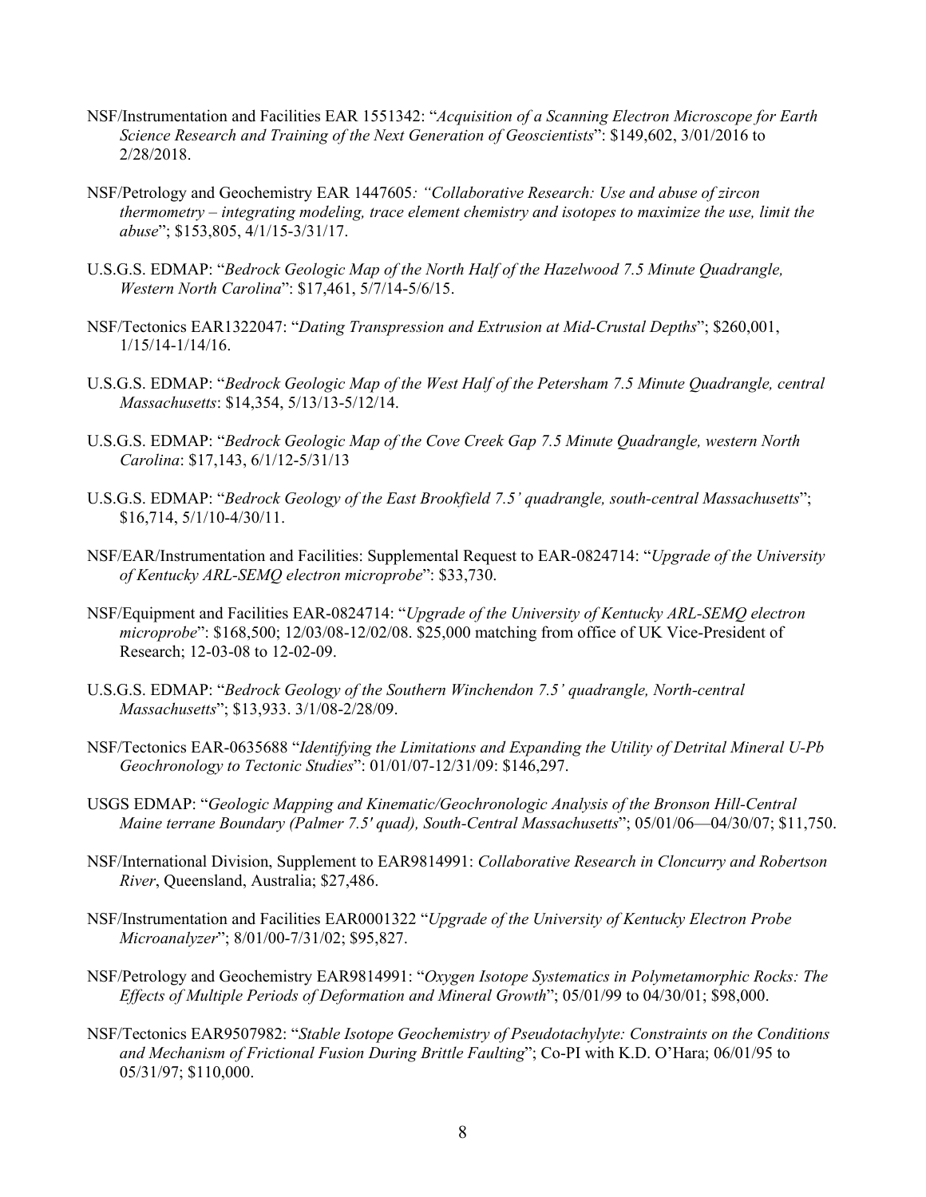NSF/Instrumentation and Facilities EAR 1551342: "*Acquisition of a Scanning Electron Microscope for Earth Science Research and Training of the Next Generation of Geoscientists*": $149,602, 3/01/2016 to 2/28/2018.

NSF/Petrology and Geochemistry EAR 1447605*: "Collaborative Research: Use and abuse of zircon thermometry – integrating modeling, trace element chemistry and isotopes to maximize the use, limit the abuse*"; $153,805, 4/1/15-3/31/17.

U.S.G.S. EDMAP: "*Bedrock Geologic Map of the North Half of the Hazelwood 7.5 Minute Quadrangle, Western North Carolina*": $17,461, 5/7/14-5/6/15.

NSF/Tectonics EAR1322047: "*Dating Transpression and Extrusion at Mid-Crustal Depths*"; $260,001, 1/15/14-1/14/16.

U.S.G.S. EDMAP: "*Bedrock Geologic Map of the West Half of the Petersham 7.5 Minute Quadrangle, central Massachusetts*: $14,354, 5/13/13-5/12/14.

U.S.G.S. EDMAP: "*Bedrock Geologic Map of the Cove Creek Gap 7.5 Minute Quadrangle, western North Carolina*: $17,143, 6/1/12-5/31/13

U.S.G.S. EDMAP: "*Bedrock Geology of the East Brookfield 7.5' quadrangle, south-central Massachusetts*"; $16,714, 5/1/10-4/30/11.

NSF/EAR/Instrumentation and Facilities: Supplemental Request to EAR-0824714: "*Upgrade of the University of Kentucky ARL-SEMQ electron microprobe*": $33,730.

NSF/Equipment and Facilities EAR-0824714: "*Upgrade of the University of Kentucky ARL-SEMQ electron microprobe*": $168,500; 12/03/08-12/02/08. $25,000 matching from office of UK Vice-President of Research; 12-03-08 to 12-02-09.

U.S.G.S. EDMAP: "*Bedrock Geology of the Southern Winchendon 7.5' quadrangle, North-central Massachusetts*"; $13,933. 3/1/08-2/28/09.

NSF/Tectonics EAR-0635688 "*Identifying the Limitations and Expanding the Utility of Detrital Mineral U-Pb Geochronology to Tectonic Studies*": 01/01/07-12/31/09: $146,297.

USGS EDMAP: "*Geologic Mapping and Kinematic/Geochronologic Analysis of the Bronson Hill-Central Maine terrane Boundary (Palmer 7.5' quad), South-Central Massachusetts*"; 05/01/06—04/30/07; $11,750.

NSF/International Division, Supplement to EAR9814991: *Collaborative Research in Cloncurry and Robertson River*, Queensland, Australia; $27,486.

NSF/Instrumentation and Facilities EAR0001322 "*Upgrade of the University of Kentucky Electron Probe Microanalyzer*"; 8/01/00-7/31/02; $95,827.

NSF/Petrology and Geochemistry EAR9814991: "*Oxygen Isotope Systematics in Polymetamorphic Rocks: The Effects of Multiple Periods of Deformation and Mineral Growth*"; 05/01/99 to 04/30/01; $98,000.

NSF/Tectonics EAR9507982: "*Stable Isotope Geochemistry of Pseudotachylyte: Constraints on the Conditions and Mechanism of Frictional Fusion During Brittle Faulting*"; Co-PI with K.D. O'Hara; 06/01/95 to 05/31/97; $110,000.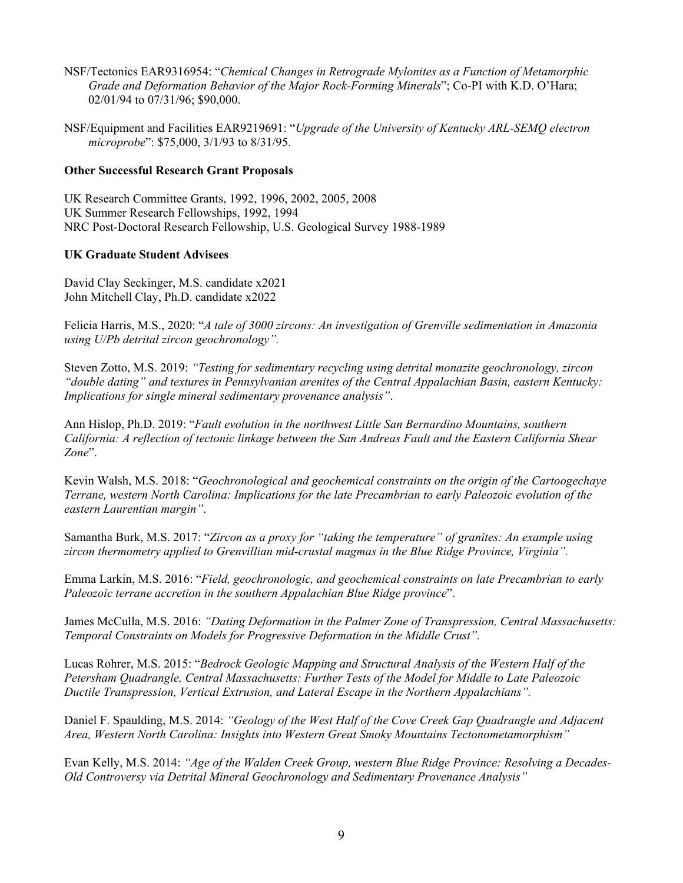NSF/Tectonics EAR9316954: "*Chemical Changes in Retrograde Mylonites as a Function of Metamorphic Grade and Deformation Behavior of the Major Rock-Forming Minerals*"; Co-PI with K.D. O'Hara; 02/01/94 to 07/31/96; $90,000.

NSF/Equipment and Facilities EAR9219691: "*Upgrade of the University of Kentucky ARL-SEMQ electron microprobe*": $75,000, 3/1/93 to 8/31/95.

**Other Successful Research Grant Proposals**

UK Research Committee Grants, 1992, 1996, 2002, 2005, 2008
UK Summer Research Fellowships, 1992, 1994
NRC Post-Doctoral Research Fellowship, U.S. Geological Survey 1988-1989

**UK Graduate Student Advisees**

David Clay Seckinger, M.S. candidate x2021
John Mitchell Clay, Ph.D. candidate x2022

Felicia Harris, M.S., 2020: "*A tale of 3000 zircons: An investigation of Grenville sedimentation in Amazonia using U/Pb detrital zircon geochronology".*

Steven Zotto, M.S. 2019: *"Testing for sedimentary recycling using detrital monazite geochronology, zircon "double dating" and textures in Pennsylvanian arenites of the Central Appalachian Basin, eastern Kentucky: Implications for single mineral sedimentary provenance analysis"*.

Ann Hislop, Ph.D. 2019: "*Fault evolution in the northwest Little San Bernardino Mountains, southern California: A reflection of tectonic linkage between the San Andreas Fault and the Eastern California Shear Zone*".

Kevin Walsh, M.S. 2018: "*Geochronological and geochemical constraints on the origin of the Cartoogechaye Terrane, western North Carolina: Implications for the late Precambrian to early Paleozoic evolution of the eastern Laurentian margin"*.

Samantha Burk, M.S. 2017: "*Zircon as a proxy for "taking the temperature" of granites: An example using zircon thermometry applied to Grenvillian mid-crustal magmas in the Blue Ridge Province, Virginia".*

Emma Larkin, M.S. 2016: "*Field, geochronologic, and geochemical constraints on late Precambrian to early Paleozoic terrane accretion in the southern Appalachian Blue Ridge province*".

James McCulla, M.S. 2016: *"Dating Deformation in the Palmer Zone of Transpression, Central Massachusetts: Temporal Constraints on Models for Progressive Deformation in the Middle Crust".*

Lucas Rohrer, M.S. 2015: "*Bedrock Geologic Mapping and Structural Analysis of the Western Half of the Petersham Quadrangle, Central Massachusetts: Further Tests of the Model for Middle to Late Paleozoic Ductile Transpression, Vertical Extrusion, and Lateral Escape in the Northern Appalachians".*

Daniel F. Spaulding, M.S. 2014: *"Geology of the West Half of the Cove Creek Gap Quadrangle and Adjacent Area, Western North Carolina: Insights into Western Great Smoky Mountains Tectonometamorphism"*

Evan Kelly, M.S. 2014: *"Age of the Walden Creek Group, western Blue Ridge Province: Resolving a Decades-Old Controversy via Detrital Mineral Geochronology and Sedimentary Provenance Analysis"*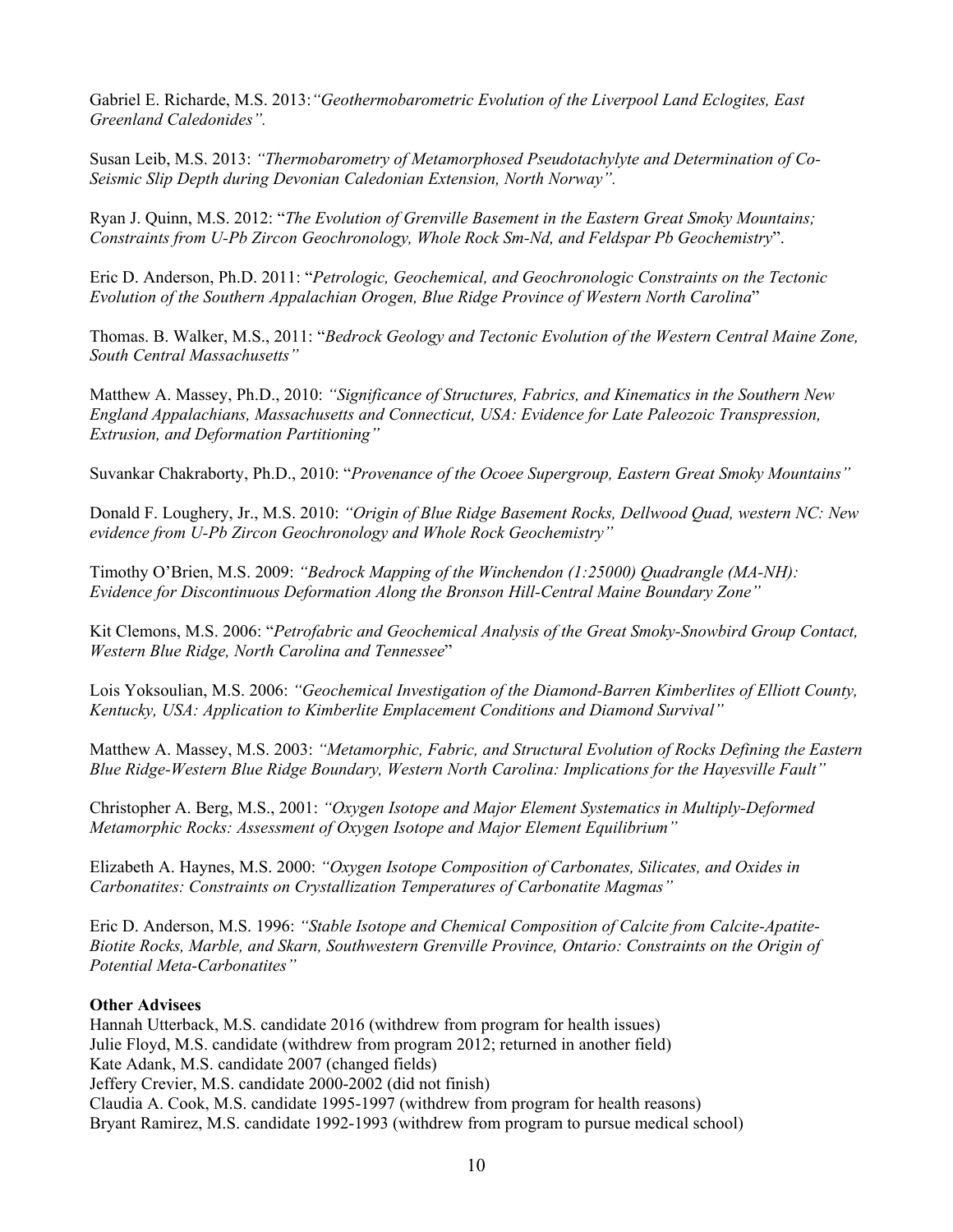Gabriel E. Richarde, M.S. 2013:*"Geothermobarometric Evolution of the Liverpool Land Eclogites, East Greenland Caledonides".*

Susan Leib, M.S. 2013: *"Thermobarometry of Metamorphosed Pseudotachylyte and Determination of Co-Seismic Slip Depth during Devonian Caledonian Extension, North Norway".*

Ryan J. Quinn, M.S. 2012: "*The Evolution of Grenville Basement in the Eastern Great Smoky Mountains; Constraints from U-Pb Zircon Geochronology, Whole Rock Sm-Nd, and Feldspar Pb Geochemistry*".

Eric D. Anderson, Ph.D. 2011: "*Petrologic, Geochemical, and Geochronologic Constraints on the Tectonic Evolution of the Southern Appalachian Orogen, Blue Ridge Province of Western North Carolina*"

Thomas. B. Walker, M.S., 2011: "*Bedrock Geology and Tectonic Evolution of the Western Central Maine Zone, South Central Massachusetts"*

Matthew A. Massey, Ph.D., 2010: *"Significance of Structures, Fabrics, and Kinematics in the Southern New England Appalachians, Massachusetts and Connecticut, USA: Evidence for Late Paleozoic Transpression, Extrusion, and Deformation Partitioning"*

Suvankar Chakraborty, Ph.D., 2010: "*Provenance of the Ocoee Supergroup, Eastern Great Smoky Mountains"*

Donald F. Loughery, Jr., M.S. 2010: *"Origin of Blue Ridge Basement Rocks, Dellwood Quad, western NC: New evidence from U-Pb Zircon Geochronology and Whole Rock Geochemistry"*

Timothy O'Brien, M.S. 2009: *"Bedrock Mapping of the Winchendon (1:25000) Quadrangle (MA-NH): Evidence for Discontinuous Deformation Along the Bronson Hill-Central Maine Boundary Zone"*

Kit Clemons, M.S. 2006: "*Petrofabric and Geochemical Analysis of the Great Smoky-Snowbird Group Contact, Western Blue Ridge, North Carolina and Tennessee*"

Lois Yoksoulian, M.S. 2006: *"Geochemical Investigation of the Diamond-Barren Kimberlites of Elliott County, Kentucky, USA: Application to Kimberlite Emplacement Conditions and Diamond Survival"*

Matthew A. Massey, M.S. 2003: *"Metamorphic, Fabric, and Structural Evolution of Rocks Defining the Eastern Blue Ridge-Western Blue Ridge Boundary, Western North Carolina: Implications for the Hayesville Fault"*

Christopher A. Berg, M.S., 2001: *"Oxygen Isotope and Major Element Systematics in Multiply-Deformed Metamorphic Rocks: Assessment of Oxygen Isotope and Major Element Equilibrium"*

Elizabeth A. Haynes, M.S. 2000: *"Oxygen Isotope Composition of Carbonates, Silicates, and Oxides in Carbonatites: Constraints on Crystallization Temperatures of Carbonatite Magmas"*

Eric D. Anderson, M.S. 1996: *"Stable Isotope and Chemical Composition of Calcite from Calcite-Apatite-Biotite Rocks, Marble, and Skarn, Southwestern Grenville Province, Ontario: Constraints on the Origin of Potential Meta-Carbonatites"*

**Other Advisees**

Hannah Utterback, M.S. candidate 2016 (withdrew from program for health issues)
Julie Floyd, M.S. candidate (withdrew from program 2012; returned in another field)
Kate Adank, M.S. candidate 2007 (changed fields)
Jeffery Crevier, M.S. candidate 2000-2002 (did not finish)
Claudia A. Cook, M.S. candidate 1995-1997 (withdrew from program for health reasons)
Bryant Ramirez, M.S. candidate 1992-1993 (withdrew from program to pursue medical school)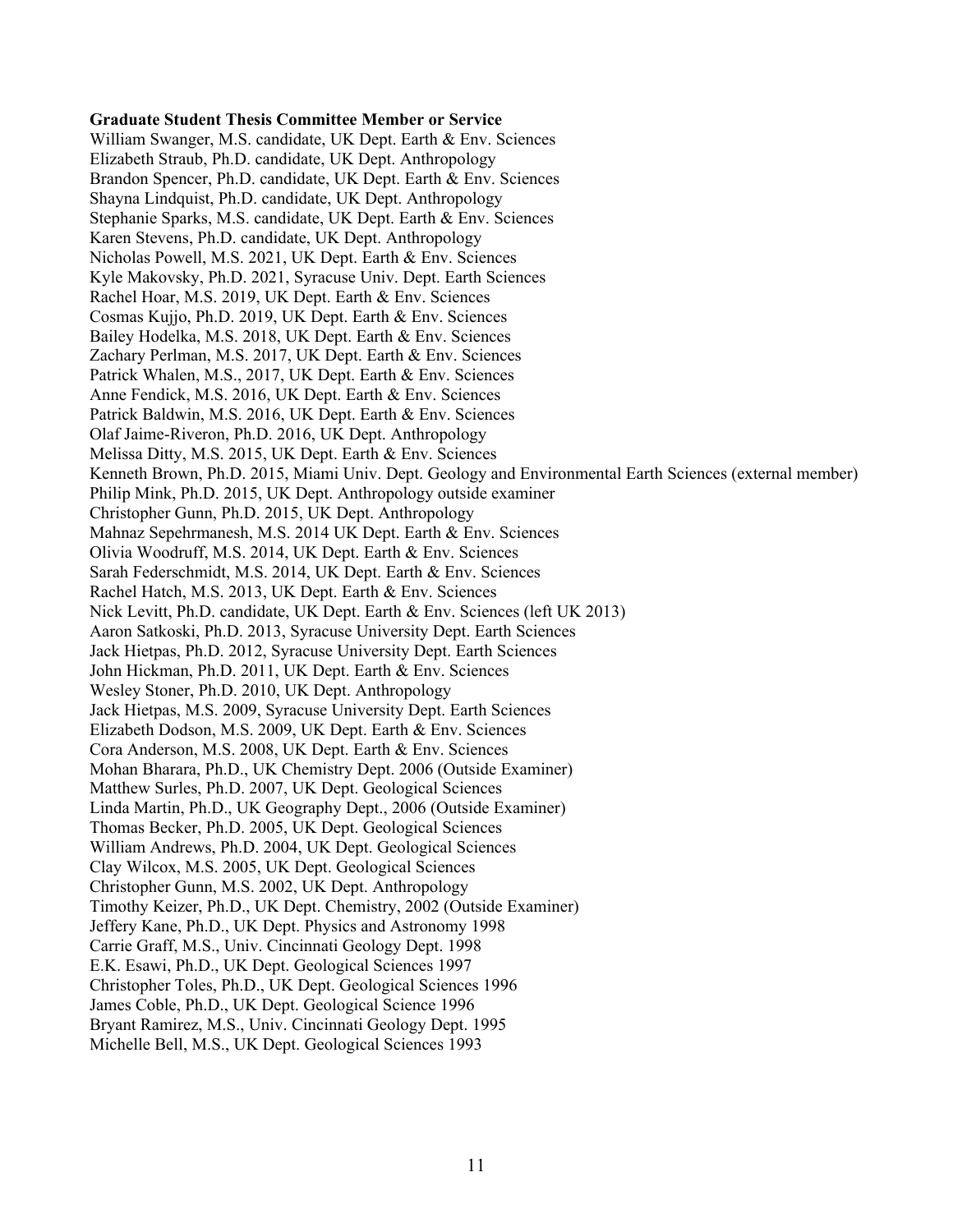**Graduate Student Thesis Committee Member or Service**

William Swanger, M.S. candidate, UK Dept. Earth & Env. Sciences
Elizabeth Straub, Ph.D. candidate, UK Dept. Anthropology
Brandon Spencer, Ph.D. candidate, UK Dept. Earth & Env. Sciences
Shayna Lindquist, Ph.D. candidate, UK Dept. Anthropology
Stephanie Sparks, M.S. candidate, UK Dept. Earth & Env. Sciences
Karen Stevens, Ph.D. candidate, UK Dept. Anthropology
Nicholas Powell, M.S. 2021, UK Dept. Earth & Env. Sciences
Kyle Makovsky, Ph.D. 2021, Syracuse Univ. Dept. Earth Sciences
Rachel Hoar, M.S. 2019, UK Dept. Earth & Env. Sciences
Cosmas Kujjo, Ph.D. 2019, UK Dept. Earth & Env. Sciences
Bailey Hodelka, M.S. 2018, UK Dept. Earth & Env. Sciences
Zachary Perlman, M.S. 2017, UK Dept. Earth & Env. Sciences
Patrick Whalen, M.S., 2017, UK Dept. Earth & Env. Sciences
Anne Fendick, M.S. 2016, UK Dept. Earth & Env. Sciences
Patrick Baldwin, M.S. 2016, UK Dept. Earth & Env. Sciences
Olaf Jaime-Riveron, Ph.D. 2016, UK Dept. Anthropology
Melissa Ditty, M.S. 2015, UK Dept. Earth & Env. Sciences
Kenneth Brown, Ph.D. 2015, Miami Univ. Dept. Geology and Environmental Earth Sciences (external member)
Philip Mink, Ph.D. 2015, UK Dept. Anthropology outside examiner
Christopher Gunn, Ph.D. 2015, UK Dept. Anthropology
Mahnaz Sepehrmanesh, M.S. 2014 UK Dept. Earth & Env. Sciences
Olivia Woodruff, M.S. 2014, UK Dept. Earth & Env. Sciences
Sarah Federschmidt, M.S. 2014, UK Dept. Earth & Env. Sciences
Rachel Hatch, M.S. 2013, UK Dept. Earth & Env. Sciences
Nick Levitt, Ph.D. candidate, UK Dept. Earth & Env. Sciences (left UK 2013)
Aaron Satkoski, Ph.D. 2013, Syracuse University Dept. Earth Sciences
Jack Hietpas, Ph.D. 2012, Syracuse University Dept. Earth Sciences
John Hickman, Ph.D. 2011, UK Dept. Earth & Env. Sciences
Wesley Stoner, Ph.D. 2010, UK Dept. Anthropology
Jack Hietpas, M.S. 2009, Syracuse University Dept. Earth Sciences
Elizabeth Dodson, M.S. 2009, UK Dept. Earth & Env. Sciences
Cora Anderson, M.S. 2008, UK Dept. Earth & Env. Sciences
Mohan Bharara, Ph.D., UK Chemistry Dept. 2006 (Outside Examiner)
Matthew Surles, Ph.D. 2007, UK Dept. Geological Sciences
Linda Martin, Ph.D., UK Geography Dept., 2006 (Outside Examiner)
Thomas Becker, Ph.D. 2005, UK Dept. Geological Sciences
William Andrews, Ph.D. 2004, UK Dept. Geological Sciences
Clay Wilcox, M.S. 2005, UK Dept. Geological Sciences
Christopher Gunn, M.S. 2002, UK Dept. Anthropology
Timothy Keizer, Ph.D., UK Dept. Chemistry, 2002 (Outside Examiner)
Jeffery Kane, Ph.D., UK Dept. Physics and Astronomy 1998
Carrie Graff, M.S., Univ. Cincinnati Geology Dept. 1998
E.K. Esawi, Ph.D., UK Dept. Geological Sciences 1997
Christopher Toles, Ph.D., UK Dept. Geological Sciences 1996
James Coble, Ph.D., UK Dept. Geological Science 1996
Bryant Ramirez, M.S., Univ. Cincinnati Geology Dept. 1995
Michelle Bell, M.S., UK Dept. Geological Sciences 1993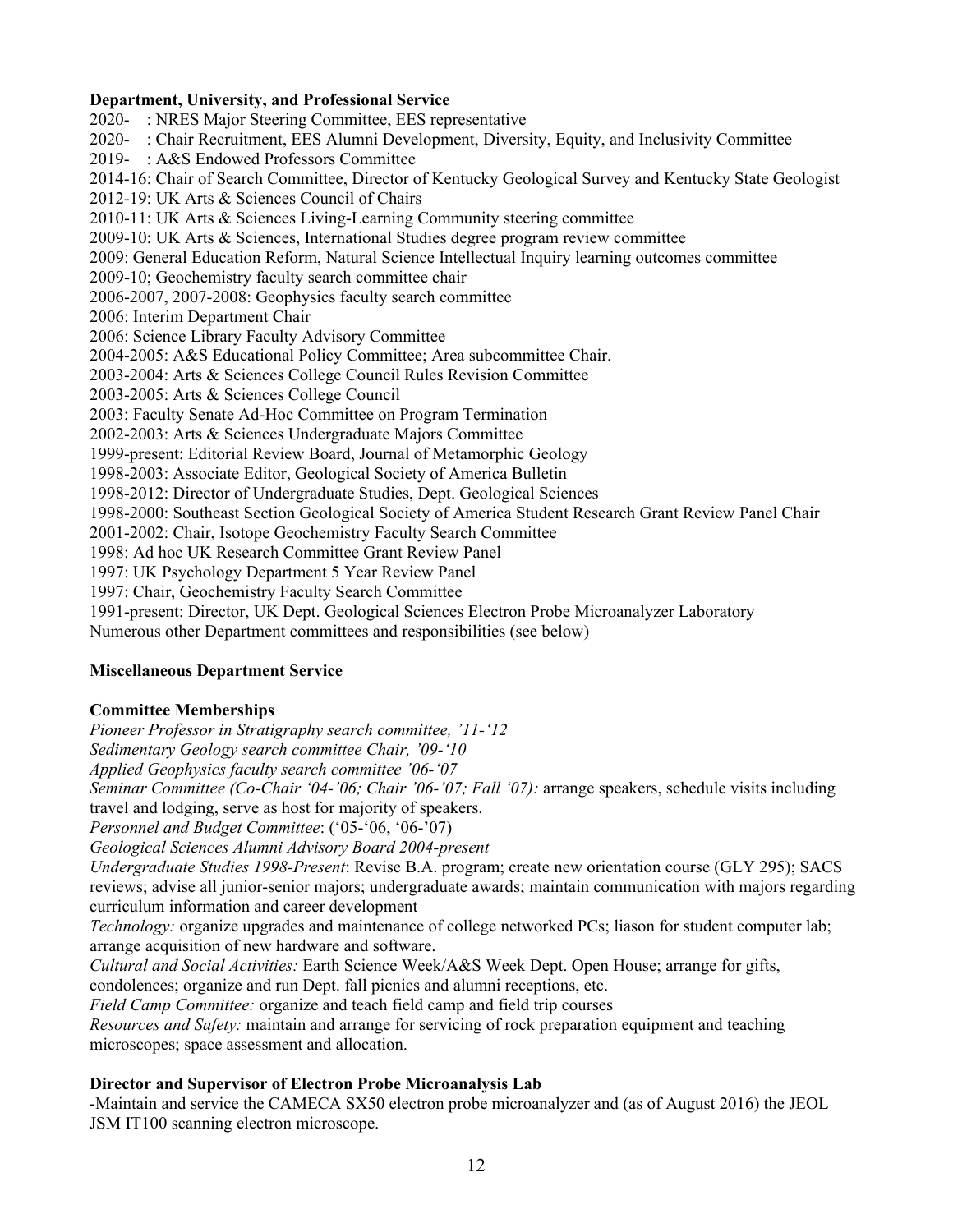**Department, University, and Professional Service**

2020- : NRES Major Steering Committee, EES representative
2020- : Chair Recruitment, EES Alumni Development, Diversity, Equity, and Inclusivity Committee
2019- : A&S Endowed Professors Committee
2014-16: Chair of Search Committee, Director of Kentucky Geological Survey and Kentucky State Geologist
2012-19: UK Arts & Sciences Council of Chairs
2010-11: UK Arts & Sciences Living-Learning Community steering committee
2009-10: UK Arts & Sciences, International Studies degree program review committee
2009: General Education Reform, Natural Science Intellectual Inquiry learning outcomes committee
2009-10; Geochemistry faculty search committee chair
2006-2007, 2007-2008: Geophysics faculty search committee
2006: Interim Department Chair
2006: Science Library Faculty Advisory Committee
2004-2005: A&S Educational Policy Committee; Area subcommittee Chair.
2003-2004: Arts & Sciences College Council Rules Revision Committee
2003-2005: Arts & Sciences College Council
2003: Faculty Senate Ad-Hoc Committee on Program Termination
2002-2003: Arts & Sciences Undergraduate Majors Committee
1999-present: Editorial Review Board, Journal of Metamorphic Geology
1998-2003: Associate Editor, Geological Society of America Bulletin
1998-2012: Director of Undergraduate Studies, Dept. Geological Sciences
1998-2000: Southeast Section Geological Society of America Student Research Grant Review Panel Chair
2001-2002: Chair, Isotope Geochemistry Faculty Search Committee
1998: Ad hoc UK Research Committee Grant Review Panel
1997: UK Psychology Department 5 Year Review Panel
1997: Chair, Geochemistry Faculty Search Committee
1991-present: Director, UK Dept. Geological Sciences Electron Probe Microanalyzer Laboratory
Numerous other Department committees and responsibilities (see below)

**Miscellaneous Department Service**

**Committee Memberships**

*Pioneer Professor in Stratigraphy search committee, '11-'12*
*Sedimentary Geology search committee Chair, '09-'10*
*Applied Geophysics faculty search committee '06-'07*
*Seminar Committee (Co-Chair '04-'06; Chair '06-'07; Fall '07):* arrange speakers, schedule visits including travel and lodging, serve as host for majority of speakers.
*Personnel and Budget Committee*: ('05-'06, '06-'07)
*Geological Sciences Alumni Advisory Board 2004-present*
*Undergraduate Studies 1998-Present*: Revise B.A. program; create new orientation course (GLY 295); SACS reviews; advise all junior-senior majors; undergraduate awards; maintain communication with majors regarding curriculum information and career development
*Technology:* organize upgrades and maintenance of college networked PCs; liason for student computer lab; arrange acquisition of new hardware and software.
*Cultural and Social Activities:* Earth Science Week/A&S Week Dept. Open House; arrange for gifts, condolences; organize and run Dept. fall picnics and alumni receptions, etc.
*Field Camp Committee:* organize and teach field camp and field trip courses
*Resources and Safety:* maintain and arrange for servicing of rock preparation equipment and teaching microscopes; space assessment and allocation.

**Director and Supervisor of Electron Probe Microanalysis Lab**

-Maintain and service the CAMECA SX50 electron probe microanalyzer and (as of August 2016) the JEOL JSM IT100 scanning electron microscope.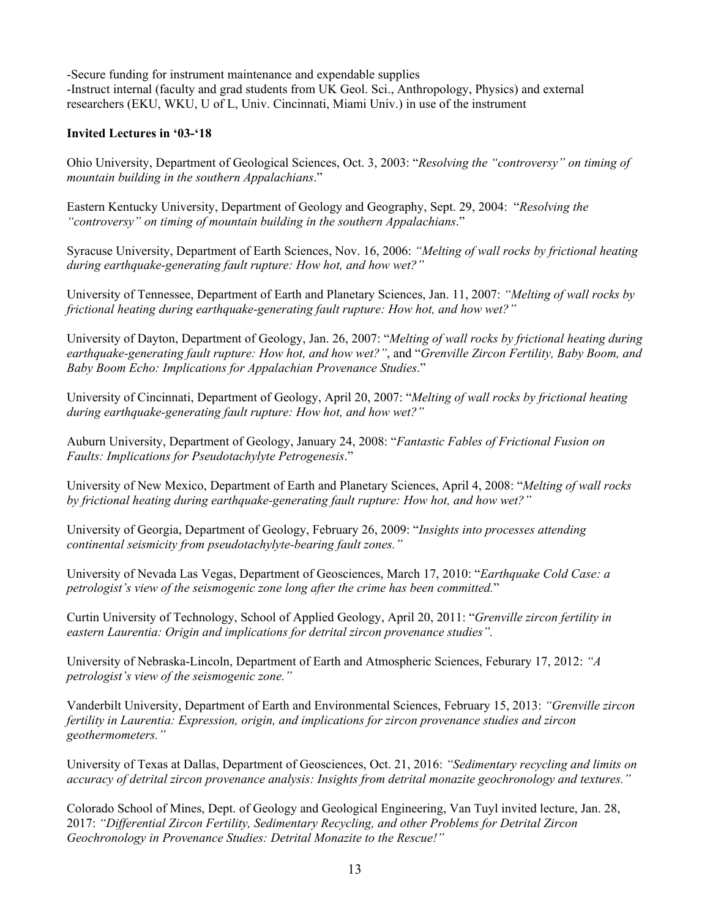-Secure funding for instrument maintenance and expendable supplies
-Instruct internal (faculty and grad students from UK Geol. Sci., Anthropology, Physics) and external researchers (EKU, WKU, U of L, Univ. Cincinnati, Miami Univ.) in use of the instrument

**Invited Lectures in '03-'18**

Ohio University, Department of Geological Sciences, Oct. 3, 2003: "*Resolving the "controversy" on timing of mountain building in the southern Appalachians*."

Eastern Kentucky University, Department of Geology and Geography, Sept. 29, 2004: "*Resolving the "controversy" on timing of mountain building in the southern Appalachians*."

Syracuse University, Department of Earth Sciences, Nov. 16, 2006: *"Melting of wall rocks by frictional heating during earthquake-generating fault rupture: How hot, and how wet?"*

University of Tennessee, Department of Earth and Planetary Sciences, Jan. 11, 2007: *"Melting of wall rocks by frictional heating during earthquake-generating fault rupture: How hot, and how wet?"*

University of Dayton, Department of Geology, Jan. 26, 2007: "*Melting of wall rocks by frictional heating during earthquake-generating fault rupture: How hot, and how wet?"*, and "*Grenville Zircon Fertility, Baby Boom, and Baby Boom Echo: Implications for Appalachian Provenance Studies*."

University of Cincinnati, Department of Geology, April 20, 2007: "*Melting of wall rocks by frictional heating during earthquake-generating fault rupture: How hot, and how wet?"*

Auburn University, Department of Geology, January 24, 2008: "*Fantastic Fables of Frictional Fusion on Faults: Implications for Pseudotachylyte Petrogenesis*."

University of New Mexico, Department of Earth and Planetary Sciences, April 4, 2008: "*Melting of wall rocks by frictional heating during earthquake-generating fault rupture: How hot, and how wet?"*

University of Georgia, Department of Geology, February 26, 2009: "*Insights into processes attending continental seismicity from pseudotachylyte-bearing fault zones."*

University of Nevada Las Vegas, Department of Geosciences, March 17, 2010: "*Earthquake Cold Case: a petrologist's view of the seismogenic zone long after the crime has been committed.*"

Curtin University of Technology, School of Applied Geology, April 20, 2011: "*Grenville zircon fertility in eastern Laurentia: Origin and implications for detrital zircon provenance studies".*

University of Nebraska-Lincoln, Department of Earth and Atmospheric Sciences, Feburary 17, 2012: *"A petrologist's view of the seismogenic zone."*

Vanderbilt University, Department of Earth and Environmental Sciences, February 15, 2013: *"Grenville zircon fertility in Laurentia: Expression, origin, and implications for zircon provenance studies and zircon geothermometers."*

University of Texas at Dallas, Department of Geosciences, Oct. 21, 2016: *"Sedimentary recycling and limits on accuracy of detrital zircon provenance analysis: Insights from detrital monazite geochronology and textures."*

Colorado School of Mines, Dept. of Geology and Geological Engineering, Van Tuyl invited lecture, Jan. 28, 2017: *"Differential Zircon Fertility, Sedimentary Recycling, and other Problems for Detrital Zircon Geochronology in Provenance Studies: Detrital Monazite to the Rescue!"*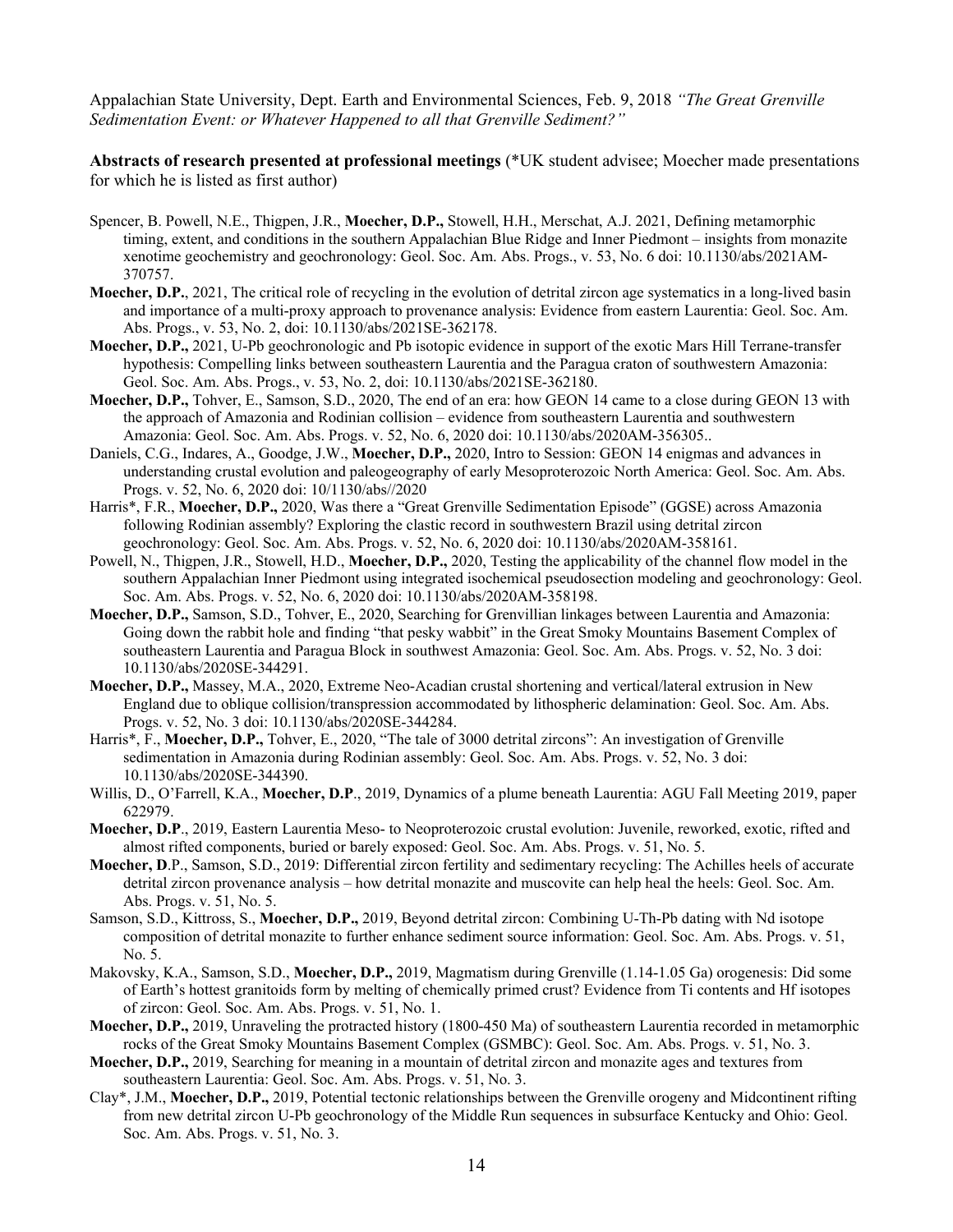Appalachian State University, Dept. Earth and Environmental Sciences, Feb. 9, 2018 *"The Great Grenville Sedimentation Event: or Whatever Happened to all that Grenville Sediment?"*

**Abstracts of research presented at professional meetings** (*UK student advisee; Moecher made presentations for which he is listed as first author)

Spencer, B. Powell, N.E., Thigpen, J.R., **Moecher, D.P.,** Stowell, H.H., Merschat, A.J. 2021, Defining metamorphic timing, extent, and conditions in the southern Appalachian Blue Ridge and Inner Piedmont – insights from monazite xenotime geochemistry and geochronology: Geol. Soc. Am. Abs. Progs., v. 53, No. 6 doi: 10.1130/abs/2021AM-370757.

**Moecher, D.P.**, 2021, The critical role of recycling in the evolution of detrital zircon age systematics in a long-lived basin and importance of a multi-proxy approach to provenance analysis: Evidence from eastern Laurentia: Geol. Soc. Am. Abs. Progs., v. 53, No. 2, doi: 10.1130/abs/2021SE-362178.

**Moecher, D.P.,** 2021, U-Pb geochronologic and Pb isotopic evidence in support of the exotic Mars Hill Terrane-transfer hypothesis: Compelling links between southeastern Laurentia and the Paragua craton of southwestern Amazonia: Geol. Soc. Am. Abs. Progs., v. 53, No. 2, doi: 10.1130/abs/2021SE-362180.

**Moecher, D.P.,** Tohver, E., Samson, S.D., 2020, The end of an era: how GEON 14 came to a close during GEON 13 with the approach of Amazonia and Rodinian collision – evidence from southeastern Laurentia and southwestern Amazonia: Geol. Soc. Am. Abs. Progs. v. 52, No. 6, 2020 doi: 10.1130/abs/2020AM-356305..

Daniels, C.G., Indares, A., Goodge, J.W., **Moecher, D.P.,** 2020, Intro to Session: GEON 14 enigmas and advances in understanding crustal evolution and paleogeography of early Mesoproterozoic North America: Geol. Soc. Am. Abs. Progs. v. 52, No. 6, 2020 doi: 10/1130/abs//2020

Harris*, F.R., **Moecher, D.P.,** 2020, Was there a "Great Grenville Sedimentation Episode" (GGSE) across Amazonia following Rodinian assembly? Exploring the clastic record in southwestern Brazil using detrital zircon geochronology: Geol. Soc. Am. Abs. Progs. v. 52, No. 6, 2020 doi: 10.1130/abs/2020AM-358161.

Powell, N., Thigpen, J.R., Stowell, H.D., **Moecher, D.P.,** 2020, Testing the applicability of the channel flow model in the southern Appalachian Inner Piedmont using integrated isochemical pseudosection modeling and geochronology: Geol. Soc. Am. Abs. Progs. v. 52, No. 6, 2020 doi: 10.1130/abs/2020AM-358198.

**Moecher, D.P.,** Samson, S.D., Tohver, E., 2020, Searching for Grenvillian linkages between Laurentia and Amazonia: Going down the rabbit hole and finding "that pesky wabbit" in the Great Smoky Mountains Basement Complex of southeastern Laurentia and Paragua Block in southwest Amazonia: Geol. Soc. Am. Abs. Progs. v. 52, No. 3 doi: 10.1130/abs/2020SE-344291.

**Moecher, D.P.,** Massey, M.A., 2020, Extreme Neo-Acadian crustal shortening and vertical/lateral extrusion in New England due to oblique collision/transpression accommodated by lithospheric delamination: Geol. Soc. Am. Abs. Progs. v. 52, No. 3 doi: 10.1130/abs/2020SE-344284.

Harris*, F., **Moecher, D.P.,** Tohver, E., 2020, "The tale of 3000 detrital zircons": An investigation of Grenville sedimentation in Amazonia during Rodinian assembly: Geol. Soc. Am. Abs. Progs. v. 52, No. 3 doi: 10.1130/abs/2020SE-344390.

Willis, D., O'Farrell, K.A., **Moecher, D.P**., 2019, Dynamics of a plume beneath Laurentia: AGU Fall Meeting 2019, paper 622979.

**Moecher, D.P**., 2019, Eastern Laurentia Meso- to Neoproterozoic crustal evolution: Juvenile, reworked, exotic, rifted and almost rifted components, buried or barely exposed: Geol. Soc. Am. Abs. Progs. v. 51, No. 5.

**Moecher, D**.P., Samson, S.D., 2019: Differential zircon fertility and sedimentary recycling: The Achilles heels of accurate detrital zircon provenance analysis – how detrital monazite and muscovite can help heal the heels: Geol. Soc. Am. Abs. Progs. v. 51, No. 5.

Samson, S.D., Kittross, S., **Moecher, D.P.,** 2019, Beyond detrital zircon: Combining U-Th-Pb dating with Nd isotope composition of detrital monazite to further enhance sediment source information: Geol. Soc. Am. Abs. Progs. v. 51, No. 5.

Makovsky, K.A., Samson, S.D., **Moecher, D.P.,** 2019, Magmatism during Grenville (1.14-1.05 Ga) orogenesis: Did some of Earth's hottest granitoids form by melting of chemically primed crust? Evidence from Ti contents and Hf isotopes of zircon: Geol. Soc. Am. Abs. Progs. v. 51, No. 1.

**Moecher, D.P.,** 2019, Unraveling the protracted history (1800-450 Ma) of southeastern Laurentia recorded in metamorphic rocks of the Great Smoky Mountains Basement Complex (GSMBC): Geol. Soc. Am. Abs. Progs. v. 51, No. 3.

**Moecher, D.P.,** 2019, Searching for meaning in a mountain of detrital zircon and monazite ages and textures from southeastern Laurentia: Geol. Soc. Am. Abs. Progs. v. 51, No. 3.

Clay*, J.M., **Moecher, D.P.,** 2019, Potential tectonic relationships between the Grenville orogeny and Midcontinent rifting from new detrital zircon U-Pb geochronology of the Middle Run sequences in subsurface Kentucky and Ohio: Geol. Soc. Am. Abs. Progs. v. 51, No. 3.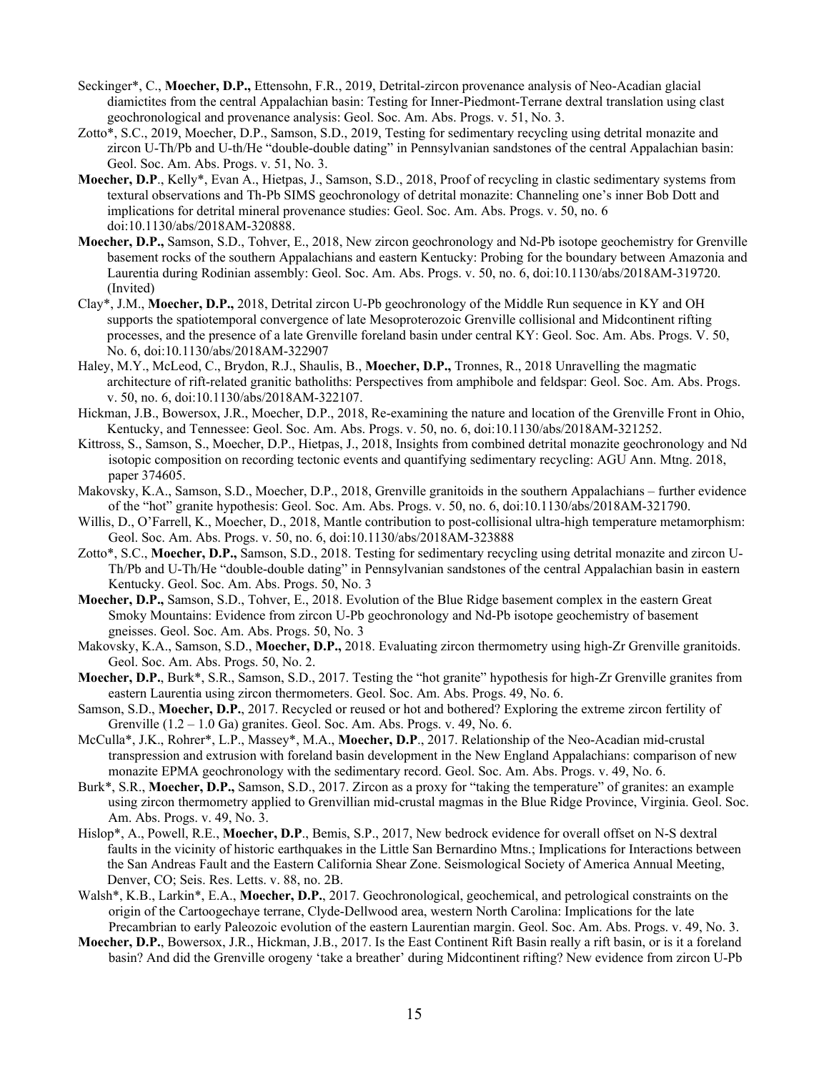Seckinger*, C., **Moecher, D.P.,** Ettensohn, F.R., 2019, Detrital-zircon provenance analysis of Neo-Acadian glacial diamictites from the central Appalachian basin: Testing for Inner-Piedmont-Terrane dextral translation using clast geochronological and provenance analysis: Geol. Soc. Am. Abs. Progs. v. 51, No. 3.

Zotto*, S.C., 2019, Moecher, D.P., Samson, S.D., 2019, Testing for sedimentary recycling using detrital monazite and zircon U-Th/Pb and U-th/He "double-double dating" in Pennsylvanian sandstones of the central Appalachian basin: Geol. Soc. Am. Abs. Progs. v. 51, No. 3.

**Moecher, D.P**., Kelly*, Evan A., Hietpas, J., Samson, S.D., 2018, Proof of recycling in clastic sedimentary systems from textural observations and Th-Pb SIMS geochronology of detrital monazite: Channeling one's inner Bob Dott and implications for detrital mineral provenance studies: Geol. Soc. Am. Abs. Progs. v. 50, no. 6 doi:10.1130/abs/2018AM-320888.

**Moecher, D.P.,** Samson, S.D., Tohver, E., 2018, New zircon geochronology and Nd-Pb isotope geochemistry for Grenville basement rocks of the southern Appalachians and eastern Kentucky: Probing for the boundary between Amazonia and Laurentia during Rodinian assembly: Geol. Soc. Am. Abs. Progs. v. 50, no. 6, doi:10.1130/abs/2018AM-319720. (Invited)

Clay*, J.M., **Moecher, D.P.,** 2018, Detrital zircon U-Pb geochronology of the Middle Run sequence in KY and OH supports the spatiotemporal convergence of late Mesoproterozoic Grenville collisional and Midcontinent rifting processes, and the presence of a late Grenville foreland basin under central KY: Geol. Soc. Am. Abs. Progs. V. 50, No. 6, doi:10.1130/abs/2018AM-322907

Haley, M.Y., McLeod, C., Brydon, R.J., Shaulis, B., **Moecher, D.P.,** Tronnes, R., 2018 Unravelling the magmatic architecture of rift-related granitic batholiths: Perspectives from amphibole and feldspar: Geol. Soc. Am. Abs. Progs. v. 50, no. 6, doi:10.1130/abs/2018AM-322107.

Hickman, J.B., Bowersox, J.R., Moecher, D.P., 2018, Re-examining the nature and location of the Grenville Front in Ohio, Kentucky, and Tennessee: Geol. Soc. Am. Abs. Progs. v. 50, no. 6, doi:10.1130/abs/2018AM-321252.

Kittross, S., Samson, S., Moecher, D.P., Hietpas, J., 2018, Insights from combined detrital monazite geochronology and Nd isotopic composition on recording tectonic events and quantifying sedimentary recycling: AGU Ann. Mtng. 2018, paper 374605.

Makovsky, K.A., Samson, S.D., Moecher, D.P., 2018, Grenville granitoids in the southern Appalachians – further evidence of the "hot" granite hypothesis: Geol. Soc. Am. Abs. Progs. v. 50, no. 6, doi:10.1130/abs/2018AM-321790.

Willis, D., O'Farrell, K., Moecher, D., 2018, Mantle contribution to post-collisional ultra-high temperature metamorphism: Geol. Soc. Am. Abs. Progs. v. 50, no. 6, doi:10.1130/abs/2018AM-323888

Zotto*, S.C., **Moecher, D.P.,** Samson, S.D., 2018. Testing for sedimentary recycling using detrital monazite and zircon U-Th/Pb and U-Th/He "double-double dating" in Pennsylvanian sandstones of the central Appalachian basin in eastern Kentucky. Geol. Soc. Am. Abs. Progs. 50, No. 3

**Moecher, D.P.,** Samson, S.D., Tohver, E., 2018. Evolution of the Blue Ridge basement complex in the eastern Great Smoky Mountains: Evidence from zircon U-Pb geochronology and Nd-Pb isotope geochemistry of basement gneisses. Geol. Soc. Am. Abs. Progs. 50, No. 3

Makovsky, K.A., Samson, S.D., **Moecher, D.P.,** 2018. Evaluating zircon thermometry using high-Zr Grenville granitoids. Geol. Soc. Am. Abs. Progs. 50, No. 2.

**Moecher, D.P.**, Burk*, S.R., Samson, S.D., 2017. Testing the "hot granite" hypothesis for high-Zr Grenville granites from eastern Laurentia using zircon thermometers. Geol. Soc. Am. Abs. Progs. 49, No. 6.

Samson, S.D., **Moecher, D.P.**, 2017. Recycled or reused or hot and bothered? Exploring the extreme zircon fertility of Grenville (1.2 – 1.0 Ga) granites. Geol. Soc. Am. Abs. Progs. v. 49, No. 6.

McCulla*, J.K., Rohrer*, L.P., Massey*, M.A., **Moecher, D.P**., 2017. Relationship of the Neo-Acadian mid-crustal transpression and extrusion with foreland basin development in the New England Appalachians: comparison of new monazite EPMA geochronology with the sedimentary record. Geol. Soc. Am. Abs. Progs. v. 49, No. 6.

Burk*, S.R., **Moecher, D.P.,** Samson, S.D., 2017. Zircon as a proxy for "taking the temperature" of granites: an example using zircon thermometry applied to Grenvillian mid-crustal magmas in the Blue Ridge Province, Virginia. Geol. Soc. Am. Abs. Progs. v. 49, No. 3.

Hislop*, A., Powell, R.E., **Moecher, D.P**., Bemis, S.P., 2017, New bedrock evidence for overall offset on N-S dextral faults in the vicinity of historic earthquakes in the Little San Bernardino Mtns.; Implications for Interactions between the San Andreas Fault and the Eastern California Shear Zone. Seismological Society of America Annual Meeting, Denver, CO; Seis. Res. Letts. v. 88, no. 2B.

Walsh*, K.B., Larkin*, E.A., **Moecher, D.P.**, 2017. Geochronological, geochemical, and petrological constraints on the origin of the Cartoogechaye terrane, Clyde-Dellwood area, western North Carolina: Implications for the late Precambrian to early Paleozoic evolution of the eastern Laurentian margin. Geol. Soc. Am. Abs. Progs. v. 49, No. 3.

**Moecher, D.P.**, Bowersox, J.R., Hickman, J.B., 2017. Is the East Continent Rift Basin really a rift basin, or is it a foreland basin? And did the Grenville orogeny 'take a breather' during Midcontinent rifting? New evidence from zircon U-Pb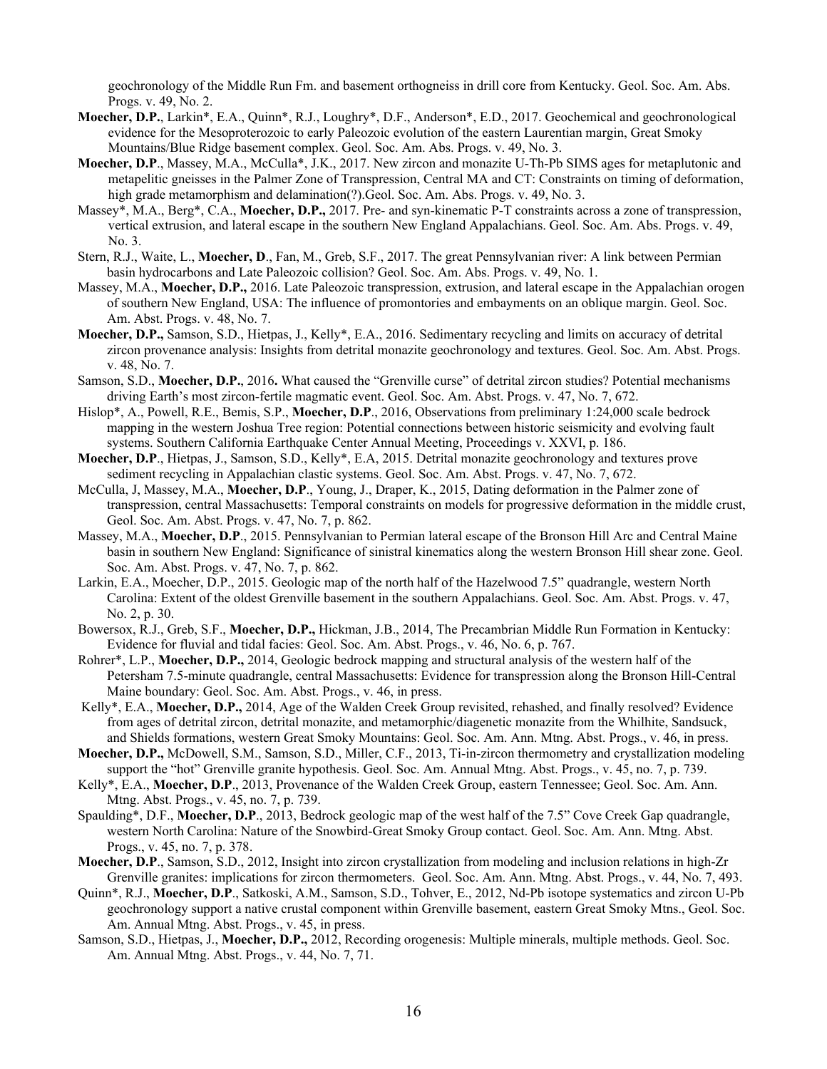geochronology of the Middle Run Fm. and basement orthogneiss in drill core from Kentucky. Geol. Soc. Am. Abs. Progs. v. 49, No. 2.

**Moecher, D.P.**, Larkin*, E.A., Quinn*, R.J., Loughry*, D.F., Anderson*, E.D., 2017. Geochemical and geochronological evidence for the Mesoproterozoic to early Paleozoic evolution of the eastern Laurentian margin, Great Smoky Mountains/Blue Ridge basement complex. Geol. Soc. Am. Abs. Progs. v. 49, No. 3.

**Moecher, D.P**., Massey, M.A., McCulla*, J.K., 2017. New zircon and monazite U-Th-Pb SIMS ages for metaplutonic and metapelitic gneisses in the Palmer Zone of Transpression, Central MA and CT: Constraints on timing of deformation, high grade metamorphism and delamination(?).Geol. Soc. Am. Abs. Progs. v. 49, No. 3.

Massey*, M.A., Berg*, C.A., **Moecher, D.P.,** 2017. Pre- and syn-kinematic P-T constraints across a zone of transpression, vertical extrusion, and lateral escape in the southern New England Appalachians. Geol. Soc. Am. Abs. Progs. v. 49, No. 3.

Stern, R.J., Waite, L., **Moecher, D**., Fan, M., Greb, S.F., 2017. The great Pennsylvanian river: A link between Permian basin hydrocarbons and Late Paleozoic collision? Geol. Soc. Am. Abs. Progs. v. 49, No. 1.

Massey, M.A., **Moecher, D.P.,** 2016. Late Paleozoic transpression, extrusion, and lateral escape in the Appalachian orogen of southern New England, USA: The influence of promontories and embayments on an oblique margin. Geol. Soc. Am. Abst. Progs. v. 48, No. 7.

**Moecher, D.P.,** Samson, S.D., Hietpas, J., Kelly*, E.A., 2016. Sedimentary recycling and limits on accuracy of detrital zircon provenance analysis: Insights from detrital monazite geochronology and textures. Geol. Soc. Am. Abst. Progs. v. 48, No. 7.

Samson, S.D., **Moecher, D.P.**, 2016**.** What caused the "Grenville curse" of detrital zircon studies? Potential mechanisms driving Earth's most zircon-fertile magmatic event. Geol. Soc. Am. Abst. Progs. v. 47, No. 7, 672.

Hislop*, A., Powell, R.E., Bemis, S.P., **Moecher, D.P**., 2016, Observations from preliminary 1:24,000 scale bedrock mapping in the western Joshua Tree region: Potential connections between historic seismicity and evolving fault systems. Southern California Earthquake Center Annual Meeting, Proceedings v. XXVI, p. 186.

**Moecher, D.P**., Hietpas, J., Samson, S.D., Kelly*, E.A, 2015. Detrital monazite geochronology and textures prove sediment recycling in Appalachian clastic systems. Geol. Soc. Am. Abst. Progs. v. 47, No. 7, 672.

McCulla, J, Massey, M.A., **Moecher, D.P**., Young, J., Draper, K., 2015, Dating deformation in the Palmer zone of transpression, central Massachusetts: Temporal constraints on models for progressive deformation in the middle crust, Geol. Soc. Am. Abst. Progs. v. 47, No. 7, p. 862.

Massey, M.A., **Moecher, D.P**., 2015. Pennsylvanian to Permian lateral escape of the Bronson Hill Arc and Central Maine basin in southern New England: Significance of sinistral kinematics along the western Bronson Hill shear zone. Geol. Soc. Am. Abst. Progs. v. 47, No. 7, p. 862.

Larkin, E.A., Moecher, D.P., 2015. Geologic map of the north half of the Hazelwood 7.5" quadrangle, western North Carolina: Extent of the oldest Grenville basement in the southern Appalachians. Geol. Soc. Am. Abst. Progs. v. 47, No. 2, p. 30.

Bowersox, R.J., Greb, S.F., **Moecher, D.P.,** Hickman, J.B., 2014, The Precambrian Middle Run Formation in Kentucky: Evidence for fluvial and tidal facies: Geol. Soc. Am. Abst. Progs., v. 46, No. 6, p. 767.

Rohrer*, L.P., **Moecher, D.P.,** 2014, Geologic bedrock mapping and structural analysis of the western half of the Petersham 7.5-minute quadrangle, central Massachusetts: Evidence for transpression along the Bronson Hill-Central Maine boundary: Geol. Soc. Am. Abst. Progs., v. 46, in press.

Kelly*, E.A., **Moecher, D.P.,** 2014, Age of the Walden Creek Group revisited, rehashed, and finally resolved? Evidence from ages of detrital zircon, detrital monazite, and metamorphic/diagenetic monazite from the Whilhite, Sandsuck, and Shields formations, western Great Smoky Mountains: Geol. Soc. Am. Ann. Mtng. Abst. Progs., v. 46, in press.

**Moecher, D.P.,** McDowell, S.M., Samson, S.D., Miller, C.F., 2013, Ti-in-zircon thermometry and crystallization modeling support the "hot" Grenville granite hypothesis. Geol. Soc. Am. Annual Mtng. Abst. Progs., v. 45, no. 7, p. 739.

Kelly*, E.A., **Moecher, D.P**., 2013, Provenance of the Walden Creek Group, eastern Tennessee; Geol. Soc. Am. Ann. Mtng. Abst. Progs., v. 45, no. 7, p. 739.

Spaulding*, D.F., **Moecher, D.P**., 2013, Bedrock geologic map of the west half of the 7.5" Cove Creek Gap quadrangle, western North Carolina: Nature of the Snowbird-Great Smoky Group contact. Geol. Soc. Am. Ann. Mtng. Abst. Progs., v. 45, no. 7, p. 378.

**Moecher, D.P**., Samson, S.D., 2012, Insight into zircon crystallization from modeling and inclusion relations in high-Zr Grenville granites: implications for zircon thermometers. Geol. Soc. Am. Ann. Mtng. Abst. Progs., v. 44, No. 7, 493.

Quinn*, R.J., **Moecher, D.P**, Satkoski, A.M., Samson, S.D., Tohver, E., 2012, Nd-Pb isotope systematics and zircon U-Pb geochronology support a native crustal component within Grenville basement, eastern Great Smoky Mtns., Geol. Soc. Am. Annual Mtng. Abst. Progs., v. 45, in press.

Samson, S.D., Hietpas, J., **Moecher, D.P.,** 2012, Recording orogenesis: Multiple minerals, multiple methods. Geol. Soc. Am. Annual Mtng. Abst. Progs., v. 44, No. 7, 71.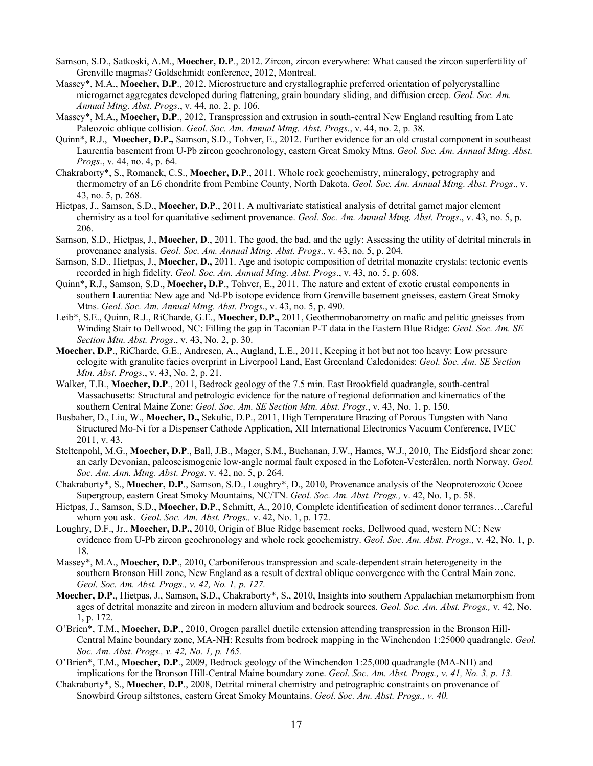Samson, S.D., Satkoski, A.M., **Moecher, D.P**., 2012. Zircon, zircon everywhere: What caused the zircon superfertility of Grenville magmas? Goldschmidt conference, 2012, Montreal.

Massey*, M.A., **Moecher, D.P**., 2012. Microstructure and crystallographic preferred orientation of polycrystalline microgarnet aggregates developed during flattening, grain boundary sliding, and diffusion creep. *Geol. Soc. Am. Annual Mtng. Abst. Progs*., v. 44, no. 2, p. 106.

Massey*, M.A., **Moecher, D.P**., 2012. Transpression and extrusion in south-central New England resulting from Late Paleozoic oblique collision. *Geol. Soc. Am. Annual Mtng. Abst. Progs*., v. 44, no. 2, p. 38.

Quinn*, R.J., **Moecher, D.P.,** Samson, S.D., Tohver, E., 2012. Further evidence for an old crustal component in southeast Laurentia basement from U-Pb zircon geochronology, eastern Great Smoky Mtns. *Geol. Soc. Am. Annual Mtng. Abst. Progs*., v. 44, no. 4, p. 64.

Chakraborty*, S., Romanek, C.S., **Moecher, D.P**., 2011. Whole rock geochemistry, mineralogy, petrography and thermometry of an L6 chondrite from Pembine County, North Dakota. *Geol. Soc. Am. Annual Mtng. Abst. Progs*., v. 43, no. 5, p. 268.

Hietpas, J., Samson, S.D., **Moecher, D.P**., 2011. A multivariate statistical analysis of detrital garnet major element chemistry as a tool for quanitative sediment provenance. *Geol. Soc. Am. Annual Mtng. Abst. Progs*., v. 43, no. 5, p. 206.

Samson, S.D., Hietpas, J., **Moecher, D**., 2011. The good, the bad, and the ugly: Assessing the utility of detrital minerals in provenance analysis. *Geol. Soc. Am. Annual Mtng. Abst. Progs*., v. 43, no. 5, p. 204.

Samson, S.D., Hietpas, J., **Moecher, D.,** 2011. Age and isotopic composition of detrital monazite crystals: tectonic events recorded in high fidelity. *Geol. Soc. Am. Annual Mtng. Abst. Progs*., v. 43, no. 5, p. 608.

Quinn*, R.J., Samson, S.D., **Moecher, D.P**., Tohver, E., 2011. The nature and extent of exotic crustal components in southern Laurentia: New age and Nd-Pb isotope evidence from Grenville basement gneisses, eastern Great Smoky Mtns. *Geol. Soc. Am. Annual Mtng. Abst. Progs*., v. 43, no. 5, p. 490.

Leib*, S.E., Quinn, R.J., RiCharde, G.E., **Moecher, D.P.,** 2011, Geothermobarometry on mafic and pelitic gneisses from Winding Stair to Dellwood, NC: Filling the gap in Taconian P-T data in the Eastern Blue Ridge: *Geol. Soc. Am. SE Section Mtn. Abst. Progs*., v. 43, No. 2, p. 30.

**Moecher, D.P**., RiCharde, G.E., Andresen, A., Augland, L.E., 2011, Keeping it hot but not too heavy: Low pressure eclogite with granulite facies overprint in Liverpool Land, East Greenland Caledonides: *Geol. Soc. Am. SE Section Mtn. Abst. Progs*., v. 43, No. 2, p. 21.

Walker, T.B., **Moecher, D.P**., 2011, Bedrock geology of the 7.5 min. East Brookfield quadrangle, south-central Massachusetts: Structural and petrologic evidence for the nature of regional deformation and kinematics of the southern Central Maine Zone: *Geol. Soc. Am. SE Section Mtn. Abst. Progs*., v. 43, No. 1, p. 150.

Busbaher, D., Liu, W., **Moecher, D.,** Sekulic, D.P., 2011, High Temperature Brazing of Porous Tungsten with Nano Structured Mo-Ni for a Dispenser Cathode Application, XII International Electronics Vacuum Conference, IVEC 2011, v. 43.

Steltenpohl, M.G., **Moecher, D.P**., Ball, J.B., Mager, S.M., Buchanan, J.W., Hames, W.J., 2010, The Eidsfjord shear zone: an early Devonian, paleoseismogenic low-angle normal fault exposed in the Lofoten-Vesterålen, north Norway. *Geol. Soc. Am. Ann. Mtng. Abst. Progs*. v. 42, no. 5, p. 264.

Chakraborty*, S., **Moecher, D.P**., Samson, S.D., Loughry*, D., 2010, Provenance analysis of the Neoproterozoic Ocoee Supergroup, eastern Great Smoky Mountains, NC/TN. *Geol. Soc. Am. Abst. Progs.,* v. 42, No. 1, p. 58.

Hietpas, J., Samson, S.D., **Moecher, D.P**., Schmitt, A., 2010, Complete identification of sediment donor terranes…Careful whom you ask. *Geol. Soc. Am. Abst. Progs.,* v. 42, No. 1, p. 172.

Loughry, D.F., Jr., **Moecher, D.P.,** 2010, Origin of Blue Ridge basement rocks, Dellwood quad, western NC: New evidence from U-Pb zircon geochronology and whole rock geochemistry. *Geol. Soc. Am. Abst. Progs.,* v. 42, No. 1, p. 18.

Massey*, M.A., **Moecher, D.P**., 2010, Carboniferous transpression and scale-dependent strain heterogeneity in the southern Bronson Hill zone, New England as a result of dextral oblique convergence with the Central Main zone. *Geol. Soc. Am. Abst. Progs., v. 42, No. 1, p. 127.*

**Moecher, D.P**., Hietpas, J., Samson, S.D., Chakraborty*, S., 2010, Insights into southern Appalachian metamorphism from ages of detrital monazite and zircon in modern alluvium and bedrock sources. *Geol. Soc. Am. Abst. Progs.,* v. 42, No. 1, p. 172.

O'Brien*, T.M., **Moecher, D.P**., 2010, Orogen parallel ductile extension attending transpression in the Bronson Hill-Central Maine boundary zone, MA-NH: Results from bedrock mapping in the Winchendon 1:25000 quadrangle. *Geol. Soc. Am. Abst. Progs., v. 42, No. 1, p. 165.*

O'Brien*, T.M., **Moecher, D.P**., 2009, Bedrock geology of the Winchendon 1:25,000 quadrangle (MA-NH) and implications for the Bronson Hill-Central Maine boundary zone. *Geol. Soc. Am. Abst. Progs., v. 41, No. 3, p. 13.*

Chakraborty*, S., **Moecher, D.P**., 2008, Detrital mineral chemistry and petrographic constraints on provenance of Snowbird Group siltstones, eastern Great Smoky Mountains. *Geol. Soc. Am. Abst. Progs., v. 40.*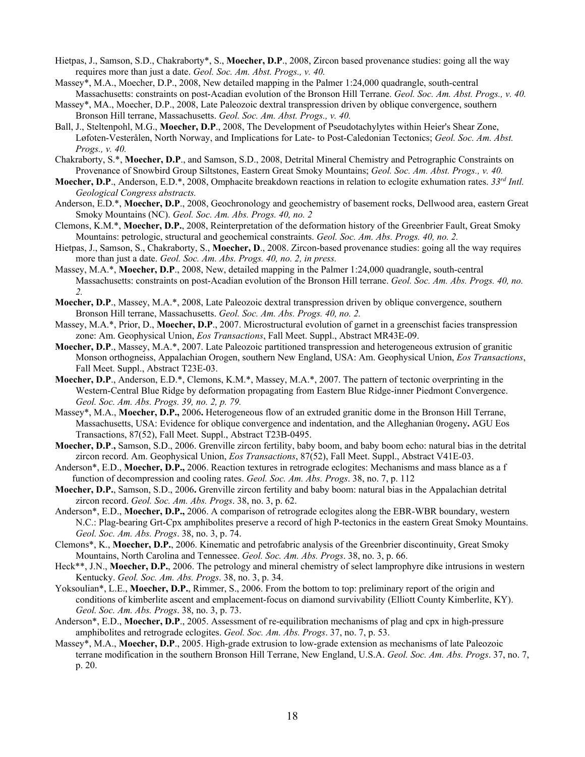Hietpas, J., Samson, S.D., Chakraborty*, S., **Moecher, D.P**., 2008, Zircon based provenance studies: going all the way requires more than just a date. *Geol. Soc. Am. Abst. Progs., v. 40.*

Massey*, M.A., Moecher, D.P., 2008, New detailed mapping in the Palmer 1:24,000 quadrangle, south-central Massachusetts: constraints on post-Acadian evolution of the Bronson Hill Terrane. *Geol. Soc. Am. Abst. Progs., v. 40.*

Massey*, MA., Moecher, D.P., 2008, Late Paleozoic dextral transpression driven by oblique convergence, southern Bronson Hill terrane, Massachusetts. *Geol. Soc. Am. Abst. Progs., v. 40.*

Ball, J., Steltenpohl, M.G., **Moecher, D.P**., 2008, The Development of Pseudotachylytes within Heier's Shear Zone, Løfoten-Vesterålen, North Norway, and Implications for Late- to Post-Caledonian Tectonics; *Geol. Soc. Am. Abst. Progs., v. 40.*

Chakraborty, S.*, **Moecher, D.P**., and Samson, S.D., 2008, Detrital Mineral Chemistry and Petrographic Constraints on Provenance of Snowbird Group Siltstones, Eastern Great Smoky Mountains; *Geol. Soc. Am. Abst. Progs., v. 40.*

**Moecher, D.P**., Anderson, E.D.*, 2008, Omphacite breakdown reactions in relation to eclogite exhumation rates. *33rd Intl. Geological Congress abstracts.*

Anderson, E.D.*, **Moecher, D.P**., 2008, Geochronology and geochemistry of basement rocks, Dellwood area, eastern Great Smoky Mountains (NC). *Geol. Soc. Am. Abs. Progs. 40, no. 2*

Clemons, K.M.*, **Moecher, D.P.**, 2008, Reinterpretation of the deformation history of the Greenbrier Fault, Great Smoky Mountains: petrologic, structural and geochemical constraints. *Geol. Soc. Am. Abs. Progs 40, no. 2.*

Hietpas, J., Samson, S., Chakraborty, S., **Moecher, D**., 2008. Zircon-based provenance studies: going all the way requires more than just a date. *Geol. Soc. Am. Abs. Progs. 40, no. 2, in press.*

Massey, M.A.*, **Moecher, D.P**., 2008, New, detailed mapping in the Palmer 1:24,000 quadrangle, south-central Massachusetts: constraints on post-Acadian evolution of the Bronson Hill terrane. *Geol. Soc. Am. Abs. Progs. 40, no. 2.*

**Moecher, D.P**., Massey, M.A.*, 2008, Late Paleozoic dextral transpression driven by oblique convergence, southern Bronson Hill terrane, Massachusetts. *Geol. Soc. Am. Abs. Progs. 40, no. 2.*

Massey, M.A.*, Prior, D., **Moecher, D.P**., 2007. Microstructural evolution of garnet in a greenschist facies transpression zone: Am. Geophysical Union, *Eos Transactions*, Fall Meet. Suppl., Abstract MR43E-09.

**Moecher, D.P**., Massey, M.A.*, 2007. Late Paleozoic partitioned transpression and heterogeneous extrusion of granitic Monson orthogneiss, Appalachian Orogen, southern New England, USA: Am. Geophysical Union, *Eos Transactions*, Fall Meet. Suppl., Abstract T23E-03.

**Moecher, D.P**., Anderson, E.D.*, Clemons, K.M.*, Massey, M.A.*, 2007. The pattern of tectonic overprinting in the Western-Central Blue Ridge by deformation propagating from Eastern Blue Ridge-inner Piedmont Convergence. *Geol. Soc. Am. Abs. Progs. 39, no. 2, p. 79.*

Massey*, M.A., **Moecher, D.P.,** 2006**.** Heterogeneous flow of an extruded granitic dome in the Bronson Hill Terrane, Massachusetts, USA: Evidence for oblique convergence and indentation, and the Alleghanian 0rogeny**.** AGU Eos Transactions, 87(52), Fall Meet. Suppl., Abstract T23B-0495.

**Moecher, D.P**.**,** Samson, S.D., 2006. Grenville zircon fertility, baby boom, and baby boom echo: natural bias in the detrital zircon record. Am. Geophysical Union, *Eos Transactions*, 87(52), Fall Meet. Suppl., Abstract V41E-03.

Anderson*, E.D., **Moecher, D.P.,** 2006. Reaction textures in retrograde eclogites: Mechanisms and mass blance as a f function of decompression and cooling rates. *Geol. Soc. Am. Abs. Progs*. 38, no. 7, p. 112

**Moecher, D.P.**, Samson, S.D., 2006**.** Grenville zircon fertility and baby boom: natural bias in the Appalachian detrital zircon record. *Geol. Soc. Am. Abs. Progs*. 38, no. 3, p. 62.

Anderson*, E.D., **Moecher, D.P.,** 2006. A comparison of retrograde eclogites along the EBR-WBR boundary, western N.C.: Plag-bearing Grt-Cpx amphibolites preserve a record of high P-tectonics in the eastern Great Smoky Mountains. *Geol. Soc. Am. Abs. Progs*. 38, no. 3, p. 74.

Clemons*, K., **Moecher, D.P.**, 2006. Kinematic and petrofabric analysis of the Greenbrier discontinuity, Great Smoky Mountains, North Carolina and Tennessee. *Geol. Soc. Am. Abs. Progs*. 38, no. 3, p. 66.

Heck**, J.N., **Moecher, D.P.**, 2006. The petrology and mineral chemistry of select lamprophyre dike intrusions in western Kentucky. *Geol. Soc. Am. Abs. Progs*. 38, no. 3, p. 34.

Yoksoulian*, L.E., **Moecher, D.P.**, Rimmer, S., 2006. From the bottom to top: preliminary report of the origin and conditions of kimberlite ascent and emplacement-focus on diamond survivability (Elliott County Kimberlite, KY). *Geol. Soc. Am. Abs. Progs*. 38, no. 3, p. 73.

Anderson*, E.D., **Moecher, D.P**., 2005. Assessment of re-equilibration mechanisms of plag and cpx in high-pressure amphibolites and retrograde eclogites. *Geol. Soc. Am. Abs. Progs*. 37, no. 7, p. 53.

Massey*, M.A., **Moecher, D.P**., 2005. High-grade extrusion to low-grade extension as mechanisms of late Paleozoic terrane modification in the southern Bronson Hill Terrane, New England, U.S.A. *Geol. Soc. Am. Abs. Progs*. 37, no. 7, p. 20.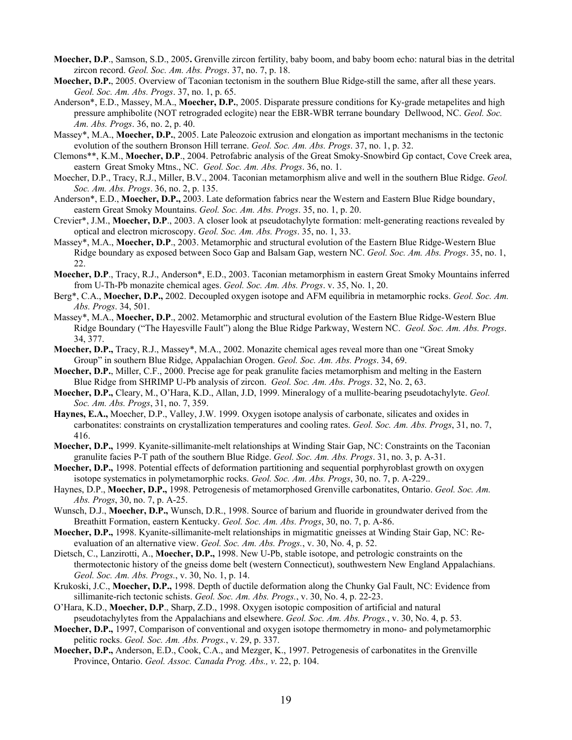**Moecher, D.P**., Samson, S.D., 2005**.** Grenville zircon fertility, baby boom, and baby boom echo: natural bias in the detrital zircon record. *Geol. Soc. Am. Abs. Progs*. 37, no. 7, p. 18.

**Moecher, D.P.**, 2005. Overview of Taconian tectonism in the southern Blue Ridge-still the same, after all these years. *Geol. Soc. Am. Abs. Progs*. 37, no. 1, p. 65.

Anderson*, E.D., Massey, M.A., **Moecher, D.P.**, 2005. Disparate pressure conditions for Ky-grade metapelites and high pressure amphibolite (NOT retrograded eclogite) near the EBR-WBR terrane boundary Dellwood, NC. *Geol. Soc. Am. Abs. Progs*. 36, no. 2, p. 40.

Massey*, M.A., **Moecher, D.P.**, 2005. Late Paleozoic extrusion and elongation as important mechanisms in the tectonic evolution of the southern Bronson Hill terrane. *Geol. Soc. Am. Abs. Progs*. 37, no. 1, p. 32.

Clemons**, K.M., **Moecher, D.P**., 2004. Petrofabric analysis of the Great Smoky-Snowbird Gp contact, Cove Creek area, eastern Great Smoky Mtns., NC. *Geol. Soc. Am. Abs. Progs*. 36, no. 1.

Moecher, D.P., Tracy, R.J., Miller, B.V., 2004. Taconian metamorphism alive and well in the southern Blue Ridge. *Geol. Soc. Am. Abs. Progs*. 36, no. 2, p. 135.

Anderson*, E.D., **Moecher, D.P.,** 2003. Late deformation fabrics near the Western and Eastern Blue Ridge boundary, eastern Great Smoky Mountains. *Geol. Soc. Am. Abs. Progs*. 35, no. 1, p. 20.

Crevier*, J.M., **Moecher, D.P**., 2003. A closer look at pseudotachylyte formation: melt-generating reactions revealed by optical and electron microscopy. *Geol. Soc. Am. Abs. Progs*. 35, no. 1, 33.

Massey*, M.A., **Moecher, D.P**., 2003. Metamorphic and structural evolution of the Eastern Blue Ridge-Western Blue Ridge boundary as exposed between Soco Gap and Balsam Gap, western NC. *Geol. Soc. Am. Abs. Progs*. 35, no. 1, 22.

**Moecher, D.P**., Tracy, R.J., Anderson*, E.D., 2003. Taconian metamorphism in eastern Great Smoky Mountains inferred from U-Th-Pb monazite chemical ages. *Geol. Soc. Am. Abs. Progs*. v. 35, No. 1, 20.

Berg*, C.A., **Moecher, D.P.,** 2002. Decoupled oxygen isotope and AFM equilibria in metamorphic rocks. *Geol. Soc. Am. Abs. Progs*. 34, 501.

Massey*, M.A., **Moecher, D.P**., 2002. Metamorphic and structural evolution of the Eastern Blue Ridge-Western Blue Ridge Boundary ("The Hayesville Fault") along the Blue Ridge Parkway, Western NC. *Geol. Soc. Am. Abs. Progs*. 34, 377.

**Moecher, D.P.,** Tracy, R.J., Massey*, M.A., 2002. Monazite chemical ages reveal more than one "Great Smoky Group" in southern Blue Ridge, Appalachian Orogen. *Geol. Soc. Am. Abs. Progs*. 34, 69.

**Moecher, D.P.**, Miller, C.F., 2000. Precise age for peak granulite facies metamorphism and melting in the Eastern Blue Ridge from SHRIMP U-Pb analysis of zircon. *Geol. Soc. Am. Abs. Progs*. 32, No. 2, 63.

**Moecher, D.P.,** Cleary, M., O'Hara, K.D., Allan, J.D, 1999. Mineralogy of a mullite-bearing pseudotachylyte. *Geol. Soc. Am. Abs. Progs*, 31, no. 7, 359.

**Haynes, E.A.,** Moecher, D.P., Valley, J.W. 1999. Oxygen isotope analysis of carbonate, silicates and oxides in carbonatites: constraints on crystallization temperatures and cooling rates. *Geol. Soc. Am. Abs. Progs*, 31, no. 7, 416.

**Moecher, D.P.,** 1999. Kyanite-sillimanite-melt relationships at Winding Stair Gap, NC: Constraints on the Taconian granulite facies P-T path of the southern Blue Ridge. *Geol. Soc. Am. Abs. Progs*. 31, no. 3, p. A-31.

**Moecher, D.P.,** 1998. Potential effects of deformation partitioning and sequential porphyroblast growth on oxygen isotope systematics in polymetamorphic rocks. *Geol. Soc. Am. Abs. Progs*, 30, no. 7, p. A-229..

Haynes, D.P., **Moecher, D.P.,** 1998. Petrogenesis of metamorphosed Grenville carbonatites, Ontario. *Geol. Soc. Am. Abs. Progs*, 30, no. 7, p. A-25.

Wunsch, D.J., **Moecher, D.P.,** Wunsch, D.R., 1998. Source of barium and fluoride in groundwater derived from the Breathitt Formation, eastern Kentucky. *Geol. Soc. Am. Abs. Progs*, 30, no. 7, p. A-86.

**Moecher, D.P.,** 1998. Kyanite-sillimanite-melt relationships in migmatitic gneisses at Winding Stair Gap, NC: Re-evaluation of an alternative view. *Geol. Soc. Am. Abs. Progs.*, v. 30, No. 4, p. 52.

Dietsch, C., Lanzirotti, A., **Moecher, D.P.,** 1998. New U-Pb, stable isotope, and petrologic constraints on the thermotectonic history of the gneiss dome belt (western Connecticut), southwestern New England Appalachians. *Geol. Soc. Am. Abs. Progs.*, v. 30, No. 1, p. 14.

Krukoski, J.C., **Moecher, D.P.,** 1998. Depth of ductile deformation along the Chunky Gal Fault, NC: Evidence from sillimanite-rich tectonic schists. *Geol. Soc. Am. Abs. Progs.*, v. 30, No. 4, p. 22-23.

O'Hara, K.D., **Moecher, D.P**., Sharp, Z.D., 1998. Oxygen isotopic composition of artificial and natural pseudotachylytes from the Appalachians and elsewhere. *Geol. Soc. Am. Abs. Progs.*, v. 30, No. 4, p. 53.

**Moecher, D.P.,** 1997, Comparison of conventional and oxygen isotope thermometry in mono- and polymetamorphic pelitic rocks. *Geol. Soc. Am. Abs. Progs.*, v. 29, p. 337.

**Moecher, D.P.,** Anderson, E.D., Cook, C.A., and Mezger, K., 1997. Petrogenesis of carbonatites in the Grenville Province, Ontario. *Geol. Assoc. Canada Prog. Abs., v*. 22, p. 104.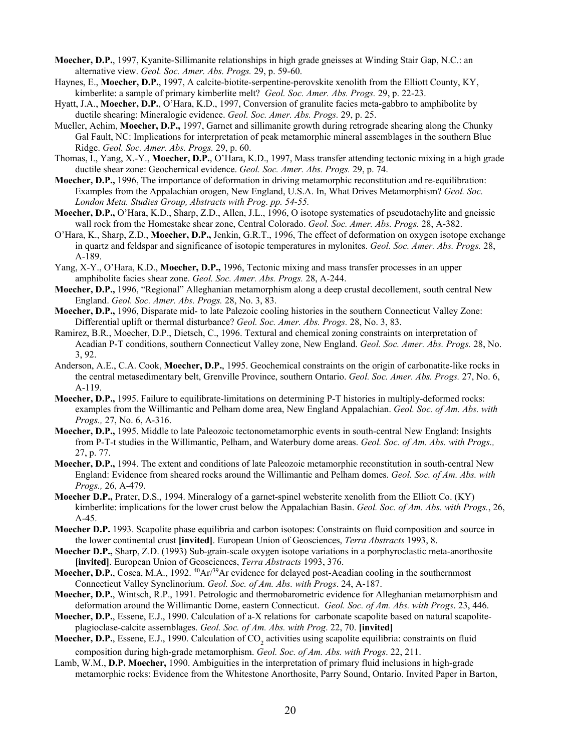**Moecher, D.P.**, 1997, Kyanite-Sillimanite relationships in high grade gneisses at Winding Stair Gap, N.C.: an alternative view. *Geol. Soc. Amer. Abs. Progs.* 29, p. 59-60.

Haynes, E., **Moecher, D.P.**, 1997, A calcite-biotite-serpentine-perovskite xenolith from the Elliott County, KY, kimberlite: a sample of primary kimberlite melt? *Geol. Soc. Amer. Abs. Progs.* 29, p. 22-23.

Hyatt, J.A., **Moecher, D.P.**, O'Hara, K.D., 1997, Conversion of granulite facies meta-gabbro to amphibolite by ductile shearing: Mineralogic evidence. *Geol. Soc. Amer. Abs. Progs.* 29, p. 25.

Mueller, Achim, **Moecher, D.P.,** 1997, Garnet and sillimanite growth during retrograde shearing along the Chunky Gal Fault, NC: Implications for interpretation of peak metamorphic mineral assemblages in the southern Blue Ridge. *Geol. Soc. Amer. Abs. Progs.* 29, p. 60.

Thomas, I., Yang, X.-Y., **Moecher, D.P.**, O'Hara, K.D., 1997, Mass transfer attending tectonic mixing in a high grade ductile shear zone: Geochemical evidence. *Geol. Soc. Amer. Abs. Progs.* 29, p. 74.

**Moecher, D.P.,** 1996, The importance of deformation in driving metamorphic reconstitution and re-equilibration: Examples from the Appalachian orogen, New England, U.S.A. In, What Drives Metamorphism? *Geol. Soc. London Meta. Studies Group, Abstracts with Prog. pp. 54-55.*

**Moecher, D.P.,** O'Hara, K.D., Sharp, Z.D., Allen, J.L., 1996, O isotope systematics of pseudotachylite and gneissic wall rock from the Homestake shear zone, Central Colorado. *Geol. Soc. Amer. Abs. Progs.* 28, A-382.

O'Hara, K., Sharp, Z.D., **Moecher, D.P.,** Jenkin, G.R.T., 1996, The effect of deformation on oxygen isotope exchange in quartz and feldspar and significance of isotopic temperatures in mylonites. *Geol. Soc. Amer. Abs. Progs.* 28, A-189.

Yang, X-Y., O'Hara, K.D., **Moecher, D.P.,** 1996, Tectonic mixing and mass transfer processes in an upper amphibolite facies shear zone. *Geol. Soc. Amer. Abs. Progs.* 28, A-244.

**Moecher, D.P.,** 1996, "Regional" Alleghanian metamorphism along a deep crustal decollement, south central New England. *Geol. Soc. Amer. Abs. Progs.* 28, No. 3, 83.

**Moecher, D.P.,** 1996, Disparate mid- to late Palezoic cooling histories in the southern Connecticut Valley Zone: Differential uplift or thermal disturbance? *Geol. Soc. Amer. Abs. Progs.* 28, No. 3, 83.

Ramirez, B.R., Moecher, D.P., Dietsch, C., 1996. Textural and chemical zoning constraints on interpretation of Acadian P-T conditions, southern Connecticut Valley zone, New England. *Geol. Soc. Amer. Abs. Progs.* 28, No. 3, 92.

Anderson, A.E., C.A. Cook, **Moecher, D.P.**, 1995. Geochemical constraints on the origin of carbonatite-like rocks in the central metasedimentary belt, Grenville Province, southern Ontario. *Geol. Soc. Amer. Abs. Progs.* 27, No. 6, A-119.

**Moecher, D.P.,** 1995. Failure to equilibrate-limitations on determining P-T histories in multiply-deformed rocks: examples from the Willimantic and Pelham dome area, New England Appalachian. *Geol. Soc. of Am. Abs. with Progs.,* 27, No. 6, A-316.

**Moecher, D.P.,** 1995. Middle to late Paleozoic tectonometamorphic events in south-central New England: Insights from P-T-t studies in the Willimantic, Pelham, and Waterbury dome areas. *Geol. Soc. of Am. Abs. with Progs.,* 27, p. 77.

**Moecher, D.P.,** 1994. The extent and conditions of late Paleozoic metamorphic reconstitution in south-central New England: Evidence from sheared rocks around the Willimantic and Pelham domes. *Geol. Soc. of Am. Abs. with Progs.,* 26, A-479.

**Moecher D.P.,** Prater, D.S., 1994. Mineralogy of a garnet-spinel websterite xenolith from the Elliott Co. (KY) kimberlite: implications for the lower crust below the Appalachian Basin. *Geol. Soc. of Am. Abs. with Progs.*, 26, A-45.

**Moecher D.P.** 1993. Scapolite phase equilibria and carbon isotopes: Constraints on fluid composition and source in the lower continental crust **[invited]**. European Union of Geosciences, *Terra Abstracts* 1993, 8.

**Moecher D.P.,** Sharp, Z.D. (1993) Sub-grain-scale oxygen isotope variations in a porphyroclastic meta-anorthosite **[invited]**. European Union of Geosciences, *Terra Abstracts* 1993, 376.

**Moecher, D.P.**, Cosca, M.A., 1992. $^{40}Ar/^{39}Ar$ evidence for delayed post-Acadian cooling in the southernmost Connecticut Valley Synclinorium. *Geol. Soc. of Am. Abs. with Progs*. 24, A-187.

**Moecher, D.P.**, Wintsch, R.P., 1991. Petrologic and thermobarometric evidence for Alleghanian metamorphism and deformation around the Willimantic Dome, eastern Connecticut. *Geol. Soc. of Am. Abs. with Progs*. 23, 446.

**Moecher, D.P.**, Essene, E.J., 1990. Calculation of a-X relations for carbonate scapolite based on natural scapolite-plagioclase-calcite assemblages. *Geol. Soc. of Am. Abs. with Prog*. 22, 70. **[invited]**

**Moecher, D.P.**, Essene, E.J., 1990. Calculation of $CO_2$ activities using scapolite equilibria: constraints on fluid composition during high-grade metamorphism. *Geol. Soc. of Am. Abs. with Progs*. 22, 211.

Lamb, W.M., **D.P. Moecher,** 1990. Ambiguities in the interpretation of primary fluid inclusions in high-grade metamorphic rocks: Evidence from the Whitestone Anorthosite, Parry Sound, Ontario. Invited Paper in Barton,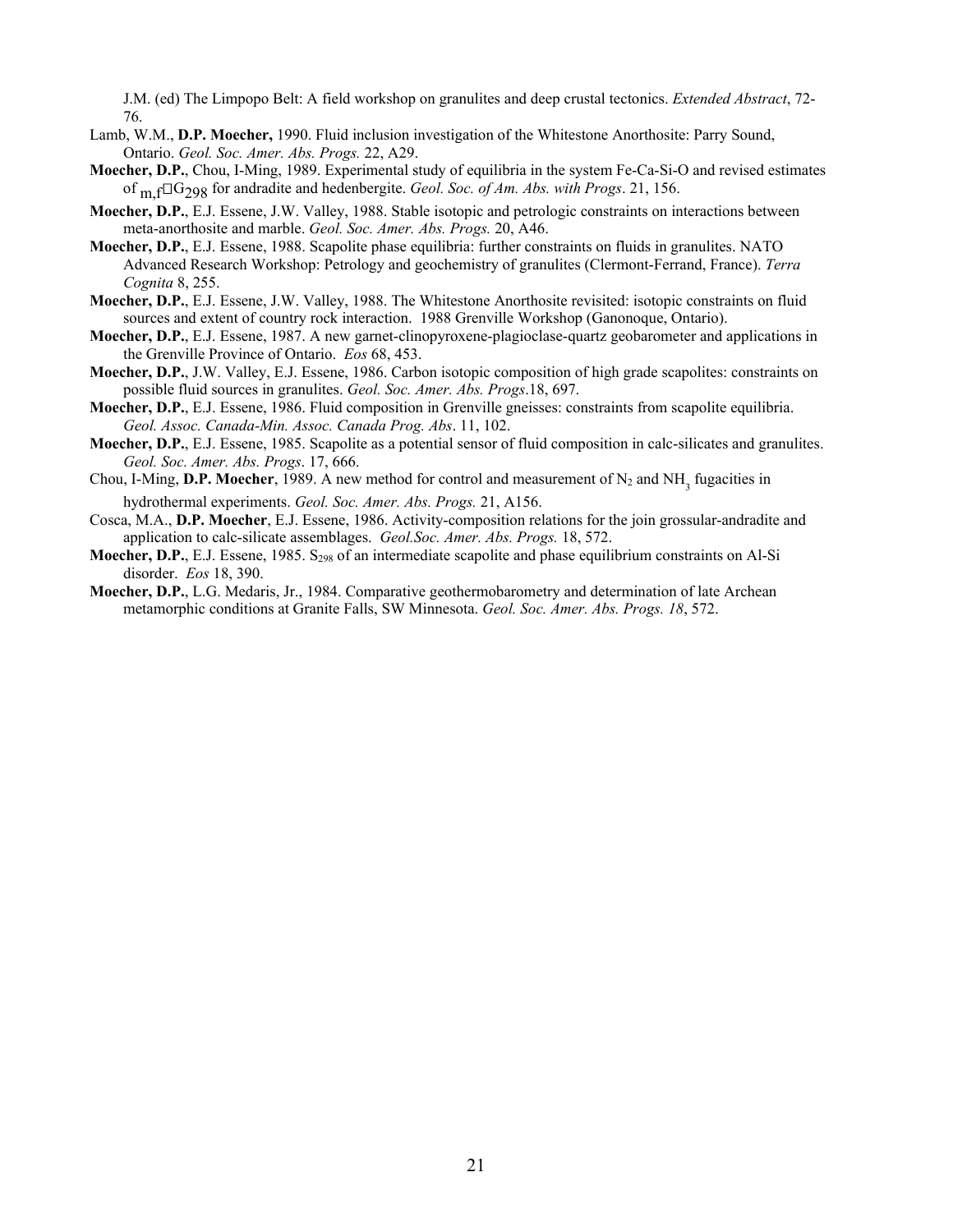J.M. (ed) The Limpopo Belt: A field workshop on granulites and deep crustal tectonics. *Extended Abstract*, 72-76.

Lamb, W.M., **D.P. Moecher,** 1990. Fluid inclusion investigation of the Whitestone Anorthosite: Parry Sound, Ontario. *Geol. Soc. Amer. Abs. Progs.* 22, A29.

**Moecher, D.P.**, Chou, I-Ming, 1989. Experimental study of equilibria in the system Fe-Ca-Si-O and revised estimates of $_{m,f}\Delta G_{298}$ for andradite and hedenbergite. *Geol. Soc. of Am. Abs. with Progs*. 21, 156.

**Moecher, D.P.**, E.J. Essene, J.W. Valley, 1988. Stable isotopic and petrologic constraints on interactions between meta-anorthosite and marble. *Geol. Soc. Amer. Abs. Progs.* 20, A46.

**Moecher, D.P.**, E.J. Essene, 1988. Scapolite phase equilibria: further constraints on fluids in granulites. NATO Advanced Research Workshop: Petrology and geochemistry of granulites (Clermont-Ferrand, France). *Terra Cognita* 8, 255.

**Moecher, D.P.**, E.J. Essene, J.W. Valley, 1988. The Whitestone Anorthosite revisited: isotopic constraints on fluid sources and extent of country rock interaction. 1988 Grenville Workshop (Ganonoque, Ontario).

**Moecher, D.P.**, E.J. Essene, 1987. A new garnet-clinopyroxene-plagioclase-quartz geobarometer and applications in the Grenville Province of Ontario. *Eos* 68, 453.

**Moecher, D.P.**, J.W. Valley, E.J. Essene, 1986. Carbon isotopic composition of high grade scapolites: constraints on possible fluid sources in granulites. *Geol. Soc. Amer. Abs. Progs*.18, 697.

**Moecher, D.P.**, E.J. Essene, 1986. Fluid composition in Grenville gneisses: constraints from scapolite equilibria. *Geol. Assoc. Canada-Min. Assoc. Canada Prog. Abs*. 11, 102.

**Moecher, D.P.**, E.J. Essene, 1985. Scapolite as a potential sensor of fluid composition in calc-silicates and granulites. *Geol. Soc. Amer. Abs. Progs*. 17, 666.

Chou, I-Ming, **D.P. Moecher**, 1989. A new method for control and measurement of $N_2$ and $NH_3$ fugacities in hydrothermal experiments. *Geol. Soc. Amer. Abs. Progs.* 21, A156.

Cosca, M.A., **D.P. Moecher**, E.J. Essene, 1986. Activity-composition relations for the join grossular-andradite and application to calc-silicate assemblages. *Geol.Soc. Amer. Abs. Progs.* 18, 572.

**Moecher, D.P.**, E.J. Essene, 1985. $S_{298}$ of an intermediate scapolite and phase equilibrium constraints on Al-Si disorder. *Eos* 18, 390.

**Moecher, D.P.**, L.G. Medaris, Jr., 1984. Comparative geothermobarometry and determination of late Archean metamorphic conditions at Granite Falls, SW Minnesota. *Geol. Soc. Amer. Abs. Progs. 18*, 572.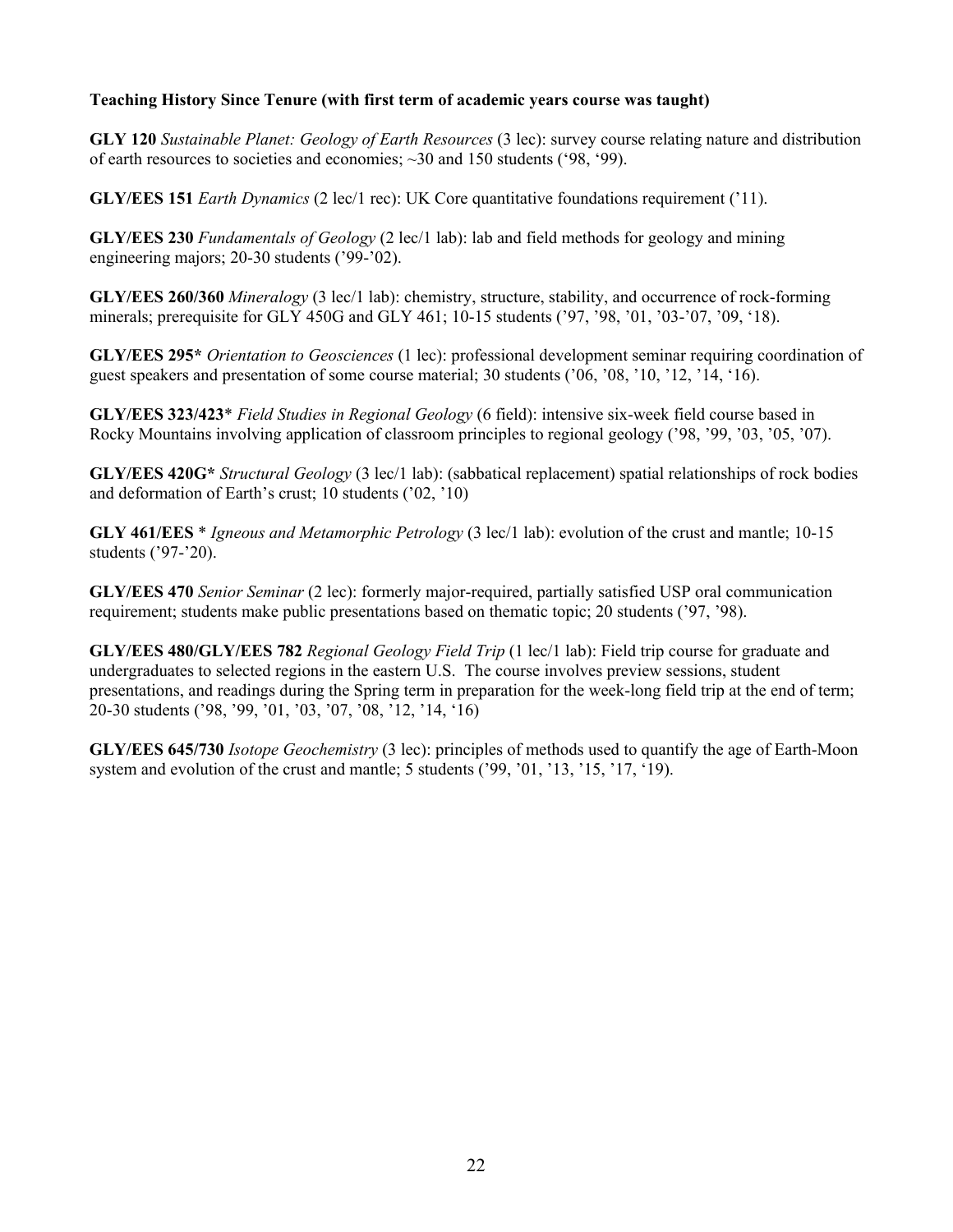**Teaching History Since Tenure (with first term of academic years course was taught)**

**GLY 120** *Sustainable Planet: Geology of Earth Resources* (3 lec): survey course relating nature and distribution of earth resources to societies and economies; ~30 and 150 students (‘98, ‘99).

**GLY/EES 151** *Earth Dynamics* (2 lec/1 rec): UK Core quantitative foundations requirement (’11).

**GLY/EES 230** *Fundamentals of Geology* (2 lec/1 lab): lab and field methods for geology and mining engineering majors; 20-30 students (’99-’02).

**GLY/EES 260/360** *Mineralogy* (3 lec/1 lab): chemistry, structure, stability, and occurrence of rock-forming minerals; prerequisite for GLY 450G and GLY 461; 10-15 students (’97, ’98, ’01, ’03-’07, ’09, ‘18).

**GLY/EES 295*** *Orientation to Geosciences* (1 lec): professional development seminar requiring coordination of guest speakers and presentation of some course material; 30 students (’06, ’08, ’10, ’12, ’14, ‘16).

**GLY/EES 323/423*** *Field Studies in Regional Geology* (6 field): intensive six-week field course based in Rocky Mountains involving application of classroom principles to regional geology (’98, ’99, ’03, ’05, ’07).

**GLY/EES 420G*** *Structural Geology* (3 lec/1 lab): (sabbatical replacement) spatial relationships of rock bodies and deformation of Earth’s crust; 10 students (’02, ’10)

**GLY 461/EES** * *Igneous and Metamorphic Petrology* (3 lec/1 lab): evolution of the crust and mantle; 10-15 students (’97-’20).

**GLY/EES 470** *Senior Seminar* (2 lec): formerly major-required, partially satisfied USP oral communication requirement; students make public presentations based on thematic topic; 20 students (’97, ’98).

**GLY/EES 480/GLY/EES 782** *Regional Geology Field Trip* (1 lec/1 lab): Field trip course for graduate and undergraduates to selected regions in the eastern U.S. The course involves preview sessions, student presentations, and readings during the Spring term in preparation for the week-long field trip at the end of term; 20-30 students (’98, ’99, ’01, ’03, ’07, ’08, ’12, ’14, ‘16)

**GLY/EES 645/730** *Isotope Geochemistry* (3 lec): principles of methods used to quantify the age of Earth-Moon system and evolution of the crust and mantle; 5 students (’99, ’01, ’13, ’15, ’17, ‘19).